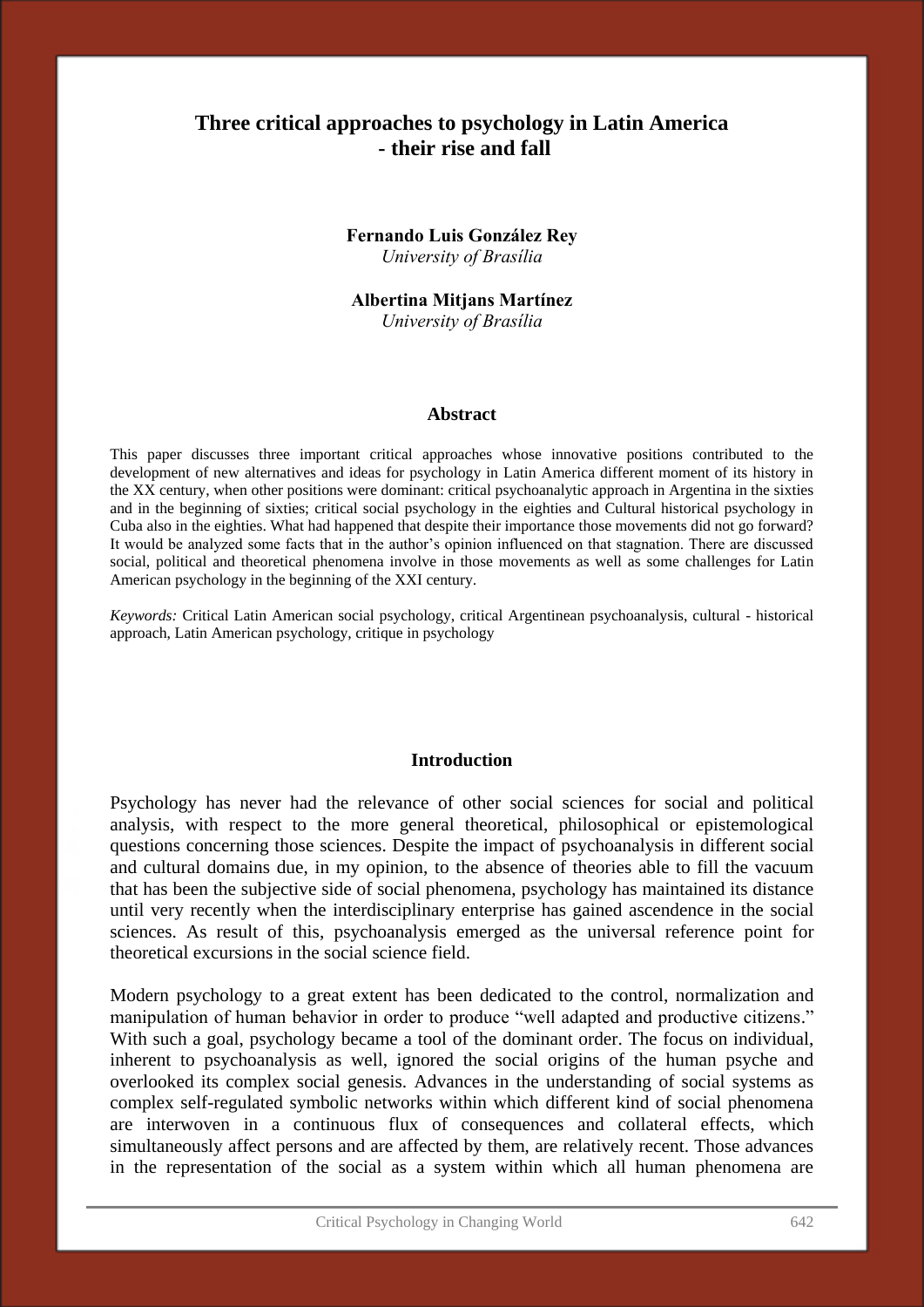# Three critical approaches to psychology in Latin America - their rise and fall

**Fernando Luis González Rey**
*University of Brasília*

**Albertina Mitjans Martínez**
*University of Brasília*

## Abstract

This paper discusses three important critical approaches whose innovative positions contributed to the development of new alternatives and ideas for psychology in Latin America different moment of its history in the XX century, when other positions were dominant: critical psychoanalytic approach in Argentina in the sixties and in the beginning of sixties; critical social psychology in the eighties and Cultural historical psychology in Cuba also in the eighties. What had happened that despite their importance those movements did not go forward? It would be analyzed some facts that in the author's opinion influenced on that stagnation. There are discussed social, political and theoretical phenomena involve in those movements as well as some challenges for Latin American psychology in the beginning of the XXI century.

*Keywords:* Critical Latin American social psychology, critical Argentinean psychoanalysis, cultural - historical approach, Latin American psychology, critique in psychology

## Introduction

Psychology has never had the relevance of other social sciences for social and political analysis, with respect to the more general theoretical, philosophical or epistemological questions concerning those sciences. Despite the impact of psychoanalysis in different social and cultural domains due, in my opinion, to the absence of theories able to fill the vacuum that has been the subjective side of social phenomena, psychology has maintained its distance until very recently when the interdisciplinary enterprise has gained ascendence in the social sciences. As result of this, psychoanalysis emerged as the universal reference point for theoretical excursions in the social science field.

Modern psychology to a great extent has been dedicated to the control, normalization and manipulation of human behavior in order to produce "well adapted and productive citizens." With such a goal, psychology became a tool of the dominant order. The focus on individual, inherent to psychoanalysis as well, ignored the social origins of the human psyche and overlooked its complex social genesis. Advances in the understanding of social systems as complex self-regulated symbolic networks within which different kind of social phenomena are interwoven in a continuous flux of consequences and collateral effects, which simultaneously affect persons and are affected by them, are relatively recent. Those advances in the representation of the social as a system within which all human phenomena are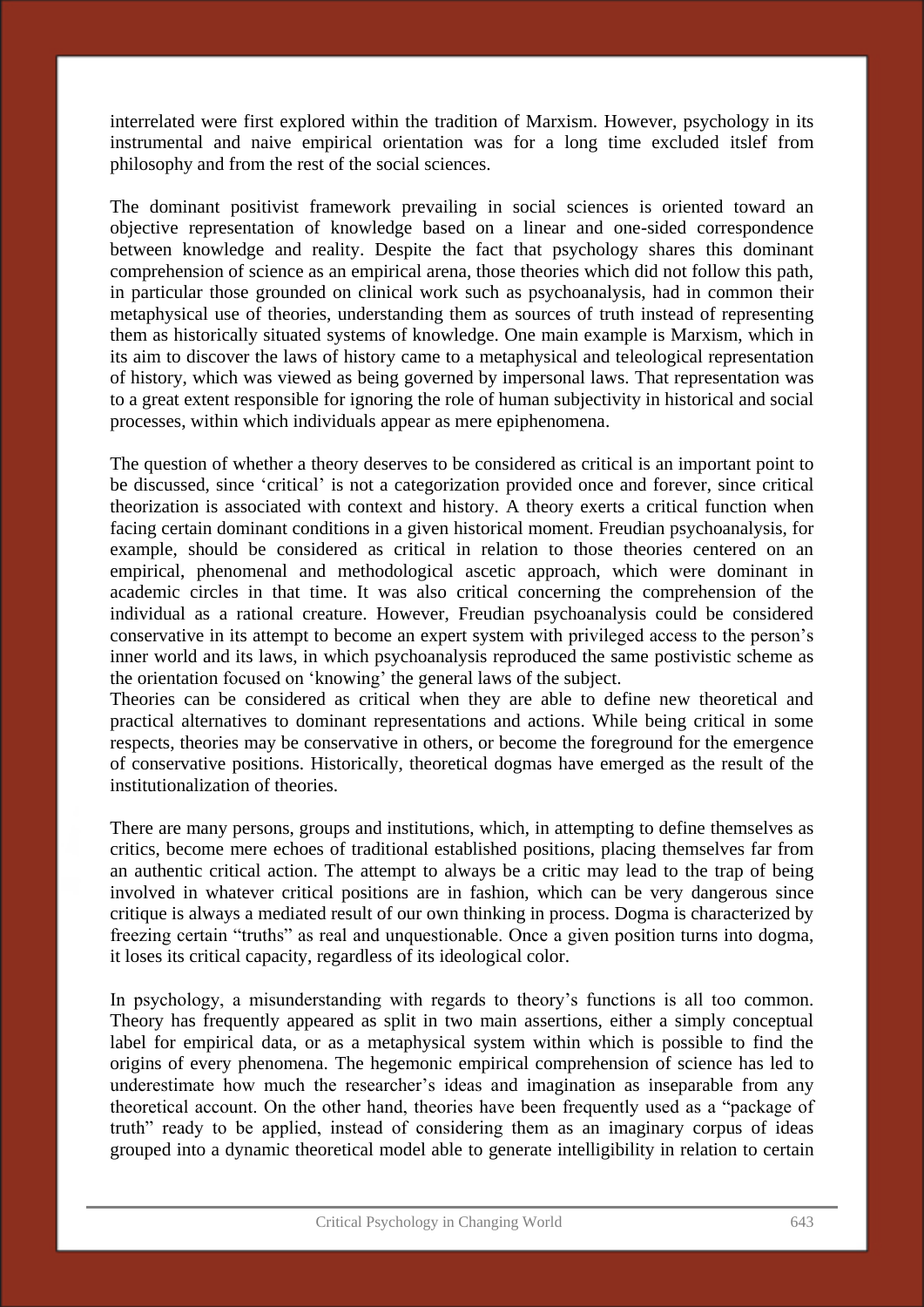interrelated were first explored within the tradition of Marxism. However, psychology in its instrumental and naive empirical orientation was for a long time excluded itslef from philosophy and from the rest of the social sciences.

The dominant positivist framework prevailing in social sciences is oriented toward an objective representation of knowledge based on a linear and one-sided correspondence between knowledge and reality. Despite the fact that psychology shares this dominant comprehension of science as an empirical arena, those theories which did not follow this path, in particular those grounded on clinical work such as psychoanalysis, had in common their metaphysical use of theories, understanding them as sources of truth instead of representing them as historically situated systems of knowledge. One main example is Marxism, which in its aim to discover the laws of history came to a metaphysical and teleological representation of history, which was viewed as being governed by impersonal laws. That representation was to a great extent responsible for ignoring the role of human subjectivity in historical and social processes, within which individuals appear as mere epiphenomena.

The question of whether a theory deserves to be considered as critical is an important point to be discussed, since 'critical' is not a categorization provided once and forever, since critical theorization is associated with context and history. A theory exerts a critical function when facing certain dominant conditions in a given historical moment. Freudian psychoanalysis, for example, should be considered as critical in relation to those theories centered on an empirical, phenomenal and methodological ascetic approach, which were dominant in academic circles in that time. It was also critical concerning the comprehension of the individual as a rational creature. However, Freudian psychoanalysis could be considered conservative in its attempt to become an expert system with privileged access to the person's inner world and its laws, in which psychoanalysis reproduced the same postivistic scheme as the orientation focused on 'knowing' the general laws of the subject.

Theories can be considered as critical when they are able to define new theoretical and practical alternatives to dominant representations and actions. While being critical in some respects, theories may be conservative in others, or become the foreground for the emergence of conservative positions. Historically, theoretical dogmas have emerged as the result of the institutionalization of theories.

There are many persons, groups and institutions, which, in attempting to define themselves as critics, become mere echoes of traditional established positions, placing themselves far from an authentic critical action. The attempt to always be a critic may lead to the trap of being involved in whatever critical positions are in fashion, which can be very dangerous since critique is always a mediated result of our own thinking in process. Dogma is characterized by freezing certain "truths" as real and unquestionable. Once a given position turns into dogma, it loses its critical capacity, regardless of its ideological color.

In psychology, a misunderstanding with regards to theory's functions is all too common. Theory has frequently appeared as split in two main assertions, either a simply conceptual label for empirical data, or as a metaphysical system within which is possible to find the origins of every phenomena. The hegemonic empirical comprehension of science has led to underestimate how much the researcher's ideas and imagination as inseparable from any theoretical account. On the other hand, theories have been frequently used as a "package of truth" ready to be applied, instead of considering them as an imaginary corpus of ideas grouped into a dynamic theoretical model able to generate intelligibility in relation to certain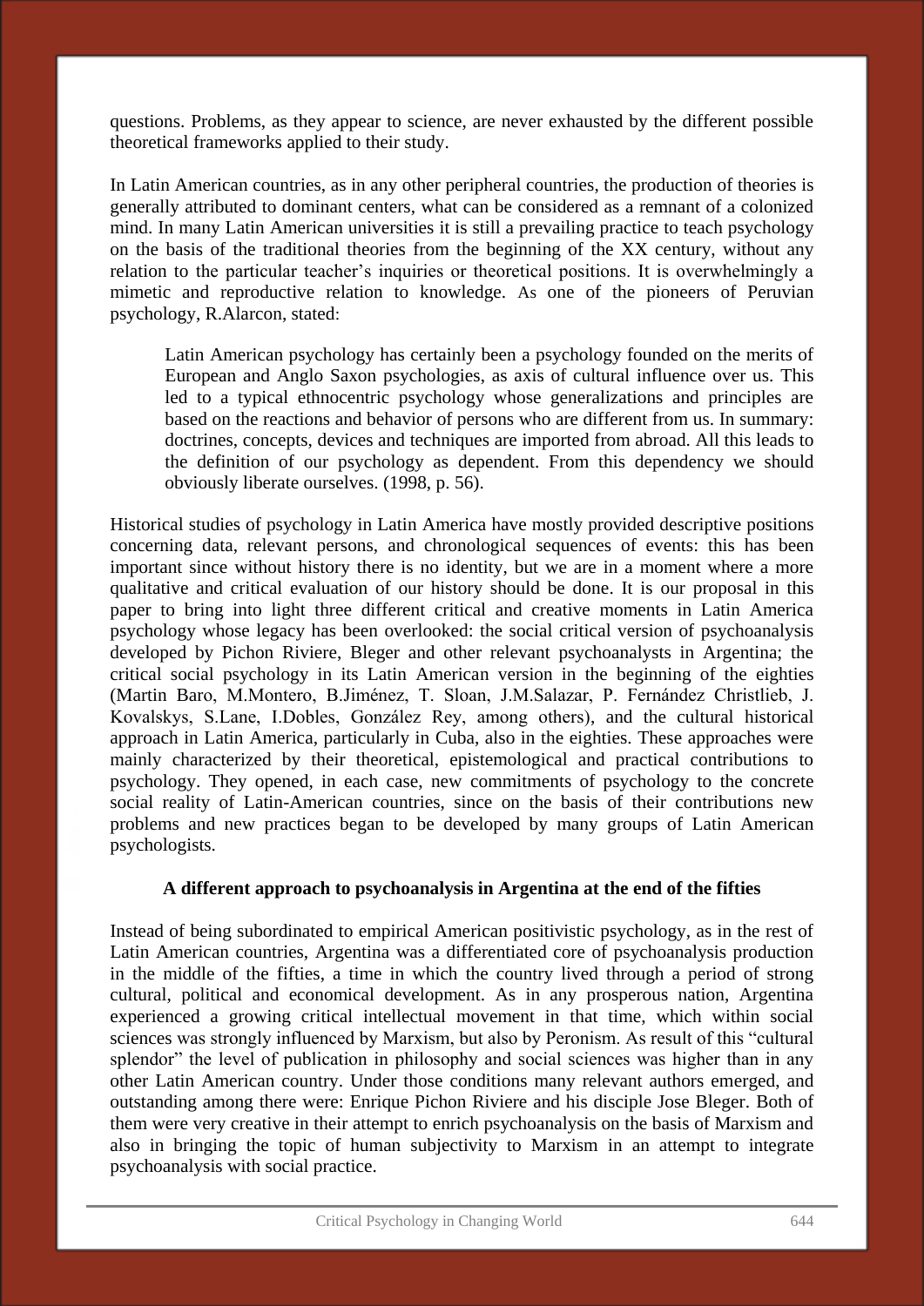questions. Problems, as they appear to science, are never exhausted by the different possible theoretical frameworks applied to their study.

In Latin American countries, as in any other peripheral countries, the production of theories is generally attributed to dominant centers, what can be considered as a remnant of a colonized mind. In many Latin American universities it is still a prevailing practice to teach psychology on the basis of the traditional theories from the beginning of the XX century, without any relation to the particular teacher's inquiries or theoretical positions. It is overwhelmingly a mimetic and reproductive relation to knowledge. As one of the pioneers of Peruvian psychology, R.Alarcon, stated:

> Latin American psychology has certainly been a psychology founded on the merits of European and Anglo Saxon psychologies, as axis of cultural influence over us. This led to a typical ethnocentric psychology whose generalizations and principles are based on the reactions and behavior of persons who are different from us. In summary: doctrines, concepts, devices and techniques are imported from abroad. All this leads to the definition of our psychology as dependent. From this dependency we should obviously liberate ourselves. (1998, p. 56).

Historical studies of psychology in Latin America have mostly provided descriptive positions concerning data, relevant persons, and chronological sequences of events: this has been important since without history there is no identity, but we are in a moment where a more qualitative and critical evaluation of our history should be done. It is our proposal in this paper to bring into light three different critical and creative moments in Latin America psychology whose legacy has been overlooked: the social critical version of psychoanalysis developed by Pichon Riviere, Bleger and other relevant psychoanalysts in Argentina; the critical social psychology in its Latin American version in the beginning of the eighties (Martin Baro, M.Montero, B.Jiménez, T. Sloan, J.M.Salazar, P. Fernández Christlieb, J. Kovalskys, S.Lane, I.Dobles, González Rey, among others), and the cultural historical approach in Latin America, particularly in Cuba, also in the eighties. These approaches were mainly characterized by their theoretical, epistemological and practical contributions to psychology. They opened, in each case, new commitments of psychology to the concrete social reality of Latin-American countries, since on the basis of their contributions new problems and new practices began to be developed by many groups of Latin American psychologists.

### A different approach to psychoanalysis in Argentina at the end of the fifties

Instead of being subordinated to empirical American positivistic psychology, as in the rest of Latin American countries, Argentina was a differentiated core of psychoanalysis production in the middle of the fifties, a time in which the country lived through a period of strong cultural, political and economical development. As in any prosperous nation, Argentina experienced a growing critical intellectual movement in that time, which within social sciences was strongly influenced by Marxism, but also by Peronism. As result of this "cultural splendor" the level of publication in philosophy and social sciences was higher than in any other Latin American country. Under those conditions many relevant authors emerged, and outstanding among there were: Enrique Pichon Riviere and his disciple Jose Bleger. Both of them were very creative in their attempt to enrich psychoanalysis on the basis of Marxism and also in bringing the topic of human subjectivity to Marxism in an attempt to integrate psychoanalysis with social practice.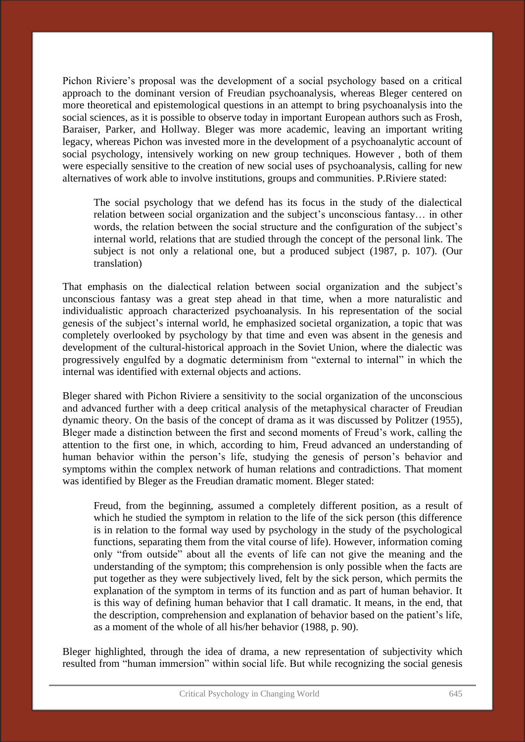Pichon Riviere's proposal was the development of a social psychology based on a critical approach to the dominant version of Freudian psychoanalysis, whereas Bleger centered on more theoretical and epistemological questions in an attempt to bring psychoanalysis into the social sciences, as it is possible to observe today in important European authors such as Frosh, Baraiser, Parker, and Hollway. Bleger was more academic, leaving an important writing legacy, whereas Pichon was invested more in the development of a psychoanalytic account of social psychology, intensively working on new group techniques. However , both of them were especially sensitive to the creation of new social uses of psychoanalysis, calling for new alternatives of work able to involve institutions, groups and communities. P.Riviere stated:

> The social psychology that we defend has its focus in the study of the dialectical relation between social organization and the subject's unconscious fantasy… in other words, the relation between the social structure and the configuration of the subject's internal world, relations that are studied through the concept of the personal link. The subject is not only a relational one, but a produced subject (1987, p. 107). (Our translation)

That emphasis on the dialectical relation between social organization and the subject's unconscious fantasy was a great step ahead in that time, when a more naturalistic and individualistic approach characterized psychoanalysis. In his representation of the social genesis of the subject's internal world, he emphasized societal organization, a topic that was completely overlooked by psychology by that time and even was absent in the genesis and development of the cultural-historical approach in the Soviet Union, where the dialectic was progressively engulfed by a dogmatic determinism from "external to internal" in which the internal was identified with external objects and actions.

Bleger shared with Pichon Riviere a sensitivity to the social organization of the unconscious and advanced further with a deep critical analysis of the metaphysical character of Freudian dynamic theory. On the basis of the concept of drama as it was discussed by Politzer (1955), Bleger made a distinction between the first and second moments of Freud's work, calling the attention to the first one, in which, according to him, Freud advanced an understanding of human behavior within the person's life, studying the genesis of person's behavior and symptoms within the complex network of human relations and contradictions. That moment was identified by Bleger as the Freudian dramatic moment. Bleger stated:

> Freud, from the beginning, assumed a completely different position, as a result of which he studied the symptom in relation to the life of the sick person (this difference is in relation to the formal way used by psychology in the study of the psychological functions, separating them from the vital course of life). However, information coming only "from outside" about all the events of life can not give the meaning and the understanding of the symptom; this comprehension is only possible when the facts are put together as they were subjectively lived, felt by the sick person, which permits the explanation of the symptom in terms of its function and as part of human behavior. It is this way of defining human behavior that I call dramatic. It means, in the end, that the description, comprehension and explanation of behavior based on the patient's life, as a moment of the whole of all his/her behavior (1988, p. 90).

Bleger highlighted, through the idea of drama, a new representation of subjectivity which resulted from "human immersion" within social life. But while recognizing the social genesis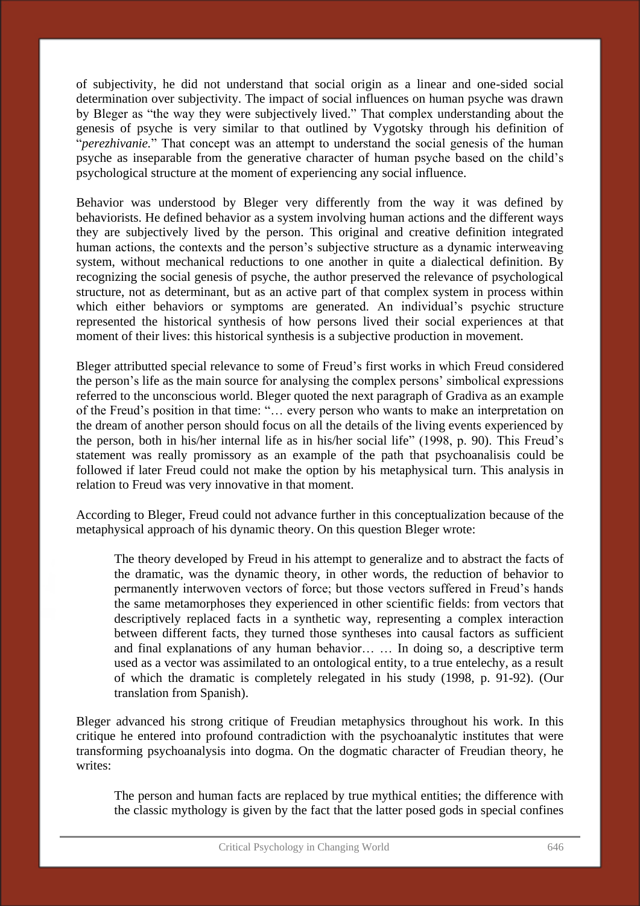of subjectivity, he did not understand that social origin as a linear and one-sided social determination over subjectivity. The impact of social influences on human psyche was drawn by Bleger as "the way they were subjectively lived." That complex understanding about the genesis of psyche is very similar to that outlined by Vygotsky through his definition of "*perezhivanie.*" That concept was an attempt to understand the social genesis of the human psyche as inseparable from the generative character of human psyche based on the child's psychological structure at the moment of experiencing any social influence.

Behavior was understood by Bleger very differently from the way it was defined by behaviorists. He defined behavior as a system involving human actions and the different ways they are subjectively lived by the person. This original and creative definition integrated human actions, the contexts and the person's subjective structure as a dynamic interweaving system, without mechanical reductions to one another in quite a dialectical definition. By recognizing the social genesis of psyche, the author preserved the relevance of psychological structure, not as determinant, but as an active part of that complex system in process within which either behaviors or symptoms are generated. An individual's psychic structure represented the historical synthesis of how persons lived their social experiences at that moment of their lives: this historical synthesis is a subjective production in movement.

Bleger attributted special relevance to some of Freud's first works in which Freud considered the person's life as the main source for analysing the complex persons' simbolical expressions referred to the unconscious world. Bleger quoted the next paragraph of Gradiva as an example of the Freud's position in that time: "… every person who wants to make an interpretation on the dream of another person should focus on all the details of the living events experienced by the person, both in his/her internal life as in his/her social life" (1998, p. 90). This Freud's statement was really promissory as an example of the path that psychoanalisis could be followed if later Freud could not make the option by his metaphysical turn. This analysis in relation to Freud was very innovative in that moment.

According to Bleger, Freud could not advance further in this conceptualization because of the metaphysical approach of his dynamic theory. On this question Bleger wrote:

> The theory developed by Freud in his attempt to generalize and to abstract the facts of the dramatic, was the dynamic theory, in other words, the reduction of behavior to permanently interwoven vectors of force; but those vectors suffered in Freud's hands the same metamorphoses they experienced in other scientific fields: from vectors that descriptively replaced facts in a synthetic way, representing a complex interaction between different facts, they turned those syntheses into causal factors as sufficient and final explanations of any human behavior… … In doing so, a descriptive term used as a vector was assimilated to an ontological entity, to a true entelechy, as a result of which the dramatic is completely relegated in his study (1998, p. 91-92). (Our translation from Spanish).

Bleger advanced his strong critique of Freudian metaphysics throughout his work. In this critique he entered into profound contradiction with the psychoanalytic institutes that were transforming psychoanalysis into dogma. On the dogmatic character of Freudian theory, he writes:

> The person and human facts are replaced by true mythical entities; the difference with the classic mythology is given by the fact that the latter posed gods in special confines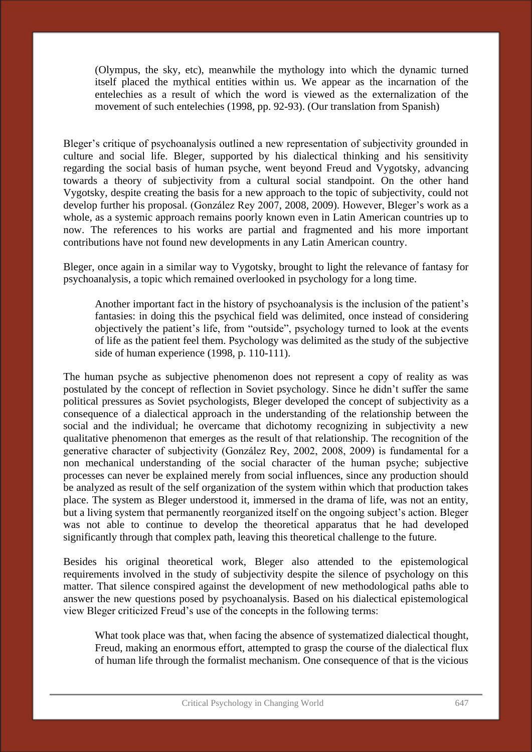> (Olympus, the sky, etc), meanwhile the mythology into which the dynamic turned itself placed the mythical entities within us. We appear as the incarnation of the entelechies as a result of which the word is viewed as the externalization of the movement of such entelechies (1998, pp. 92-93). (Our translation from Spanish)

Bleger's critique of psychoanalysis outlined a new representation of subjectivity grounded in culture and social life. Bleger, supported by his dialectical thinking and his sensitivity regarding the social basis of human psyche, went beyond Freud and Vygotsky, advancing towards a theory of subjectivity from a cultural social standpoint. On the other hand Vygotsky, despite creating the basis for a new approach to the topic of subjectivity, could not develop further his proposal. (González Rey 2007, 2008, 2009). However, Bleger's work as a whole, as a systemic approach remains poorly known even in Latin American countries up to now. The references to his works are partial and fragmented and his more important contributions have not found new developments in any Latin American country.

Bleger, once again in a similar way to Vygotsky, brought to light the relevance of fantasy for psychoanalysis, a topic which remained overlooked in psychology for a long time.

> Another important fact in the history of psychoanalysis is the inclusion of the patient's fantasies: in doing this the psychical field was delimited, once instead of considering objectively the patient's life, from "outside", psychology turned to look at the events of life as the patient feel them. Psychology was delimited as the study of the subjective side of human experience (1998, p. 110-111).

The human psyche as subjective phenomenon does not represent a copy of reality as was postulated by the concept of reflection in Soviet psychology. Since he didn't suffer the same political pressures as Soviet psychologists, Bleger developed the concept of subjectivity as a consequence of a dialectical approach in the understanding of the relationship between the social and the individual; he overcame that dichotomy recognizing in subjectivity a new qualitative phenomenon that emerges as the result of that relationship. The recognition of the generative character of subjectivity (González Rey, 2002, 2008, 2009) is fundamental for a non mechanical understanding of the social character of the human psyche; subjective processes can never be explained merely from social influences, since any production should be analyzed as result of the self organization of the system within which that production takes place. The system as Bleger understood it, immersed in the drama of life, was not an entity, but a living system that permanently reorganized itself on the ongoing subject's action. Bleger was not able to continue to develop the theoretical apparatus that he had developed significantly through that complex path, leaving this theoretical challenge to the future.

Besides his original theoretical work, Bleger also attended to the epistemological requirements involved in the study of subjectivity despite the silence of psychology on this matter. That silence conspired against the development of new methodological paths able to answer the new questions posed by psychoanalysis. Based on his dialectical epistemological view Bleger criticized Freud's use of the concepts in the following terms:

> What took place was that, when facing the absence of systematized dialectical thought, Freud, making an enormous effort, attempted to grasp the course of the dialectical flux of human life through the formalist mechanism. One consequence of that is the vicious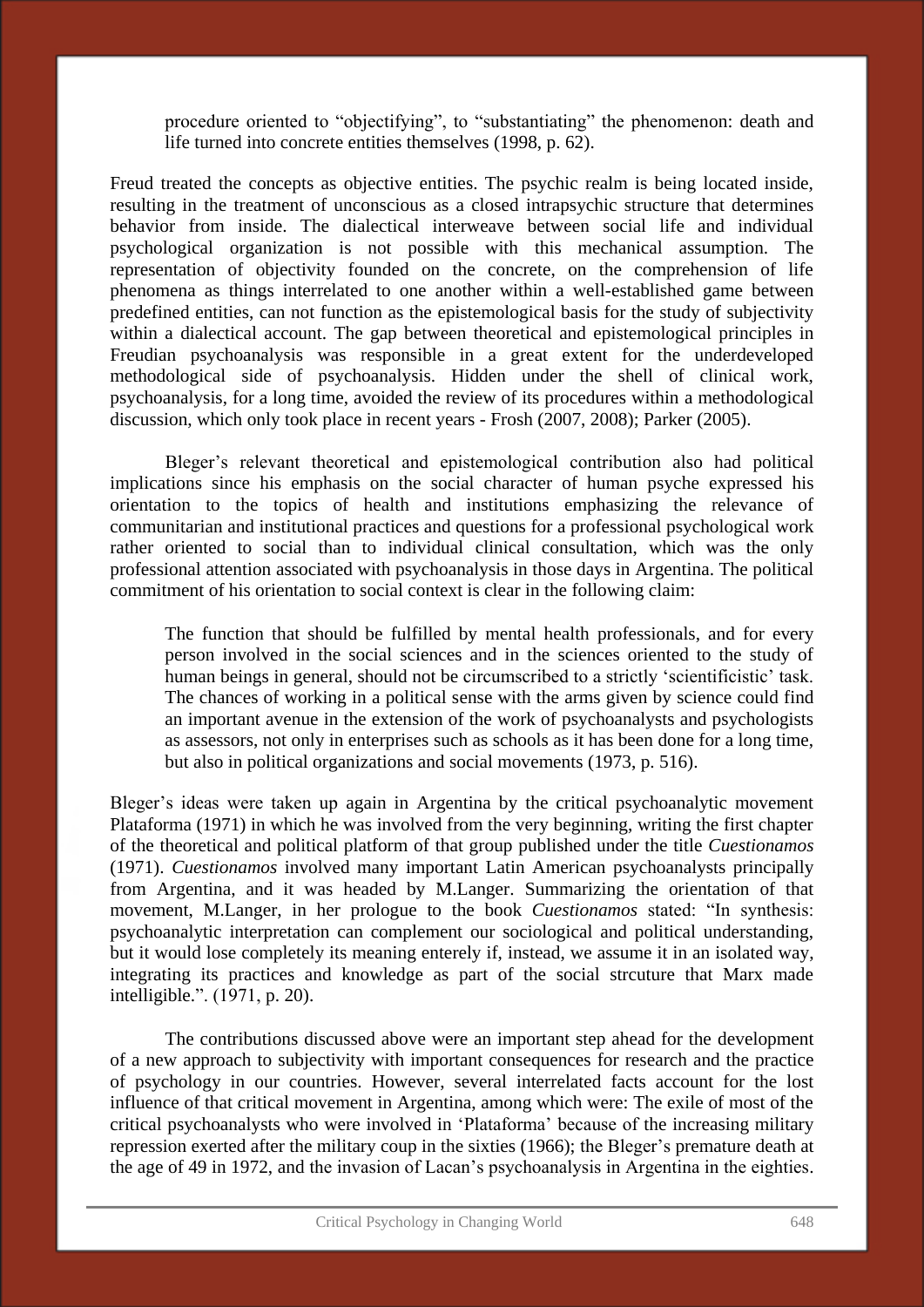> procedure oriented to "objectifying", to "substantiating" the phenomenon: death and life turned into concrete entities themselves (1998, p. 62).

Freud treated the concepts as objective entities. The psychic realm is being located inside, resulting in the treatment of unconscious as a closed intrapsychic structure that determines behavior from inside. The dialectical interweave between social life and individual psychological organization is not possible with this mechanical assumption. The representation of objectivity founded on the concrete, on the comprehension of life phenomena as things interrelated to one another within a well-established game between predefined entities, can not function as the epistemological basis for the study of subjectivity within a dialectical account. The gap between theoretical and epistemological principles in Freudian psychoanalysis was responsible in a great extent for the underdeveloped methodological side of psychoanalysis. Hidden under the shell of clinical work, psychoanalysis, for a long time, avoided the review of its procedures within a methodological discussion, which only took place in recent years - Frosh (2007, 2008); Parker (2005).

Bleger's relevant theoretical and epistemological contribution also had political implications since his emphasis on the social character of human psyche expressed his orientation to the topics of health and institutions emphasizing the relevance of communitarian and institutional practices and questions for a professional psychological work rather oriented to social than to individual clinical consultation, which was the only professional attention associated with psychoanalysis in those days in Argentina. The political commitment of his orientation to social context is clear in the following claim:

> The function that should be fulfilled by mental health professionals, and for every person involved in the social sciences and in the sciences oriented to the study of human beings in general, should not be circumscribed to a strictly 'scientificistic' task. The chances of working in a political sense with the arms given by science could find an important avenue in the extension of the work of psychoanalysts and psychologists as assessors, not only in enterprises such as schools as it has been done for a long time, but also in political organizations and social movements (1973, p. 516).

Bleger's ideas were taken up again in Argentina by the critical psychoanalytic movement Plataforma (1971) in which he was involved from the very beginning, writing the first chapter of the theoretical and political platform of that group published under the title *Cuestionamos* (1971). *Cuestionamos* involved many important Latin American psychoanalysts principally from Argentina, and it was headed by M.Langer. Summarizing the orientation of that movement, M.Langer, in her prologue to the book *Cuestionamos* stated: "In synthesis: psychoanalytic interpretation can complement our sociological and political understanding, but it would lose completely its meaning enterely if, instead, we assume it in an isolated way, integrating its practices and knowledge as part of the social strcuture that Marx made intelligible.". (1971, p. 20).

The contributions discussed above were an important step ahead for the development of a new approach to subjectivity with important consequences for research and the practice of psychology in our countries. However, several interrelated facts account for the lost influence of that critical movement in Argentina, among which were: The exile of most of the critical psychoanalysts who were involved in 'Plataforma' because of the increasing military repression exerted after the military coup in the sixties (1966); the Bleger's premature death at the age of 49 in 1972, and the invasion of Lacan's psychoanalysis in Argentina in the eighties.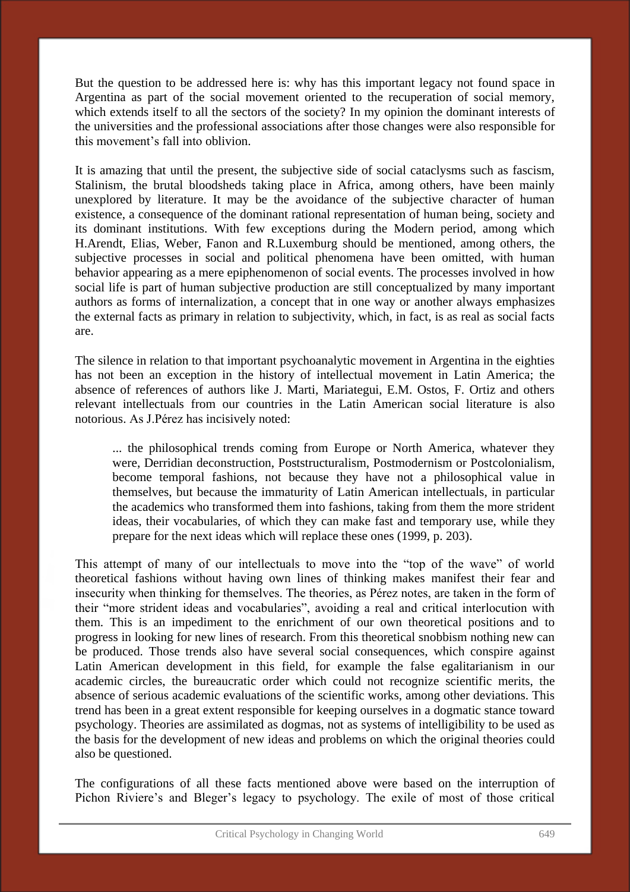But the question to be addressed here is: why has this important legacy not found space in Argentina as part of the social movement oriented to the recuperation of social memory, which extends itself to all the sectors of the society? In my opinion the dominant interests of the universities and the professional associations after those changes were also responsible for this movement's fall into oblivion.

It is amazing that until the present, the subjective side of social cataclysms such as fascism, Stalinism, the brutal bloodsheds taking place in Africa, among others, have been mainly unexplored by literature. It may be the avoidance of the subjective character of human existence, a consequence of the dominant rational representation of human being, society and its dominant institutions. With few exceptions during the Modern period, among which H.Arendt, Elias, Weber, Fanon and R.Luxemburg should be mentioned, among others, the subjective processes in social and political phenomena have been omitted, with human behavior appearing as a mere epiphenomenon of social events. The processes involved in how social life is part of human subjective production are still conceptualized by many important authors as forms of internalization, a concept that in one way or another always emphasizes the external facts as primary in relation to subjectivity, which, in fact, is as real as social facts are.

The silence in relation to that important psychoanalytic movement in Argentina in the eighties has not been an exception in the history of intellectual movement in Latin America; the absence of references of authors like J. Marti, Mariategui, E.M. Ostos, F. Ortiz and others relevant intellectuals from our countries in the Latin American social literature is also notorious. As J.Pérez has incisively noted:

> ... the philosophical trends coming from Europe or North America, whatever they were, Derridian deconstruction, Poststructuralism, Postmodernism or Postcolonialism, become temporal fashions, not because they have not a philosophical value in themselves, but because the immaturity of Latin American intellectuals, in particular the academics who transformed them into fashions, taking from them the more strident ideas, their vocabularies, of which they can make fast and temporary use, while they prepare for the next ideas which will replace these ones (1999, p. 203).

This attempt of many of our intellectuals to move into the "top of the wave" of world theoretical fashions without having own lines of thinking makes manifest their fear and insecurity when thinking for themselves. The theories, as Pérez notes, are taken in the form of their "more strident ideas and vocabularies", avoiding a real and critical interlocution with them. This is an impediment to the enrichment of our own theoretical positions and to progress in looking for new lines of research. From this theoretical snobbism nothing new can be produced. Those trends also have several social consequences, which conspire against Latin American development in this field, for example the false egalitarianism in our academic circles, the bureaucratic order which could not recognize scientific merits, the absence of serious academic evaluations of the scientific works, among other deviations. This trend has been in a great extent responsible for keeping ourselves in a dogmatic stance toward psychology. Theories are assimilated as dogmas, not as systems of intelligibility to be used as the basis for the development of new ideas and problems on which the original theories could also be questioned.

The configurations of all these facts mentioned above were based on the interruption of Pichon Riviere's and Bleger's legacy to psychology. The exile of most of those critical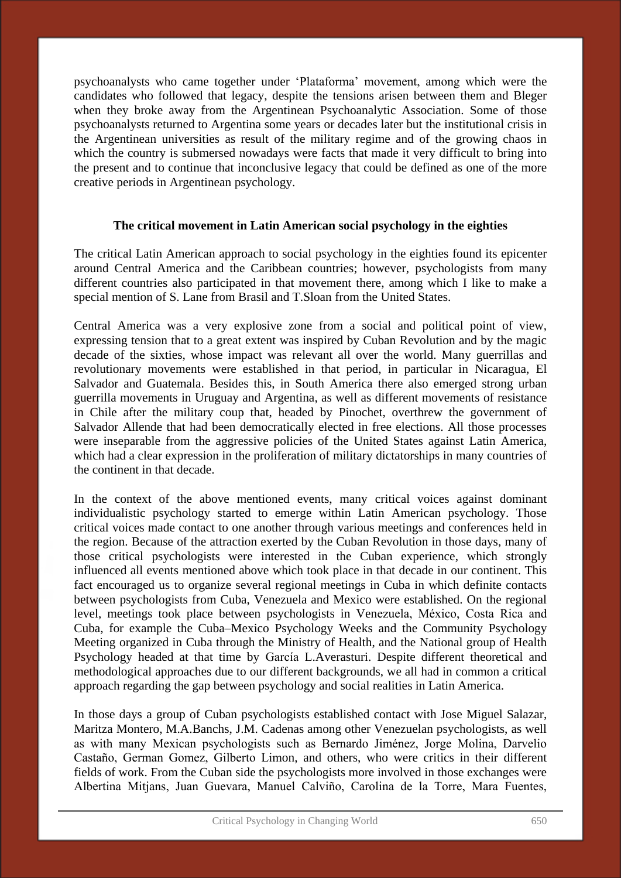psychoanalysts who came together under 'Plataforma' movement, among which were the candidates who followed that legacy, despite the tensions arisen between them and Bleger when they broke away from the Argentinean Psychoanalytic Association. Some of those psychoanalysts returned to Argentina some years or decades later but the institutional crisis in the Argentinean universities as result of the military regime and of the growing chaos in which the country is submersed nowadays were facts that made it very difficult to bring into the present and to continue that inconclusive legacy that could be defined as one of the more creative periods in Argentinean psychology.

**The critical movement in Latin American social psychology in the eighties**

The critical Latin American approach to social psychology in the eighties found its epicenter around Central America and the Caribbean countries; however, psychologists from many different countries also participated in that movement there, among which I like to make a special mention of S. Lane from Brasil and T.Sloan from the United States.

Central America was a very explosive zone from a social and political point of view, expressing tension that to a great extent was inspired by Cuban Revolution and by the magic decade of the sixties, whose impact was relevant all over the world. Many guerrillas and revolutionary movements were established in that period, in particular in Nicaragua, El Salvador and Guatemala. Besides this, in South America there also emerged strong urban guerrilla movements in Uruguay and Argentina, as well as different movements of resistance in Chile after the military coup that, headed by Pinochet, overthrew the government of Salvador Allende that had been democratically elected in free elections. All those processes were inseparable from the aggressive policies of the United States against Latin America, which had a clear expression in the proliferation of military dictatorships in many countries of the continent in that decade.

In the context of the above mentioned events, many critical voices against dominant individualistic psychology started to emerge within Latin American psychology. Those critical voices made contact to one another through various meetings and conferences held in the region. Because of the attraction exerted by the Cuban Revolution in those days, many of those critical psychologists were interested in the Cuban experience, which strongly influenced all events mentioned above which took place in that decade in our continent. This fact encouraged us to organize several regional meetings in Cuba in which definite contacts between psychologists from Cuba, Venezuela and Mexico were established. On the regional level, meetings took place between psychologists in Venezuela, México, Costa Rica and Cuba, for example the Cuba–Mexico Psychology Weeks and the Community Psychology Meeting organized in Cuba through the Ministry of Health, and the National group of Health Psychology headed at that time by García L.Averasturi. Despite different theoretical and methodological approaches due to our different backgrounds, we all had in common a critical approach regarding the gap between psychology and social realities in Latin America.

In those days a group of Cuban psychologists established contact with Jose Miguel Salazar, Maritza Montero, M.A.Banchs, J.M. Cadenas among other Venezuelan psychologists, as well as with many Mexican psychologists such as Bernardo Jiménez, Jorge Molina, Darvelio Castaño, German Gomez, Gilberto Limon, and others, who were critics in their different fields of work. From the Cuban side the psychologists more involved in those exchanges were Albertina Mitjans, Juan Guevara, Manuel Calviño, Carolina de la Torre, Mara Fuentes,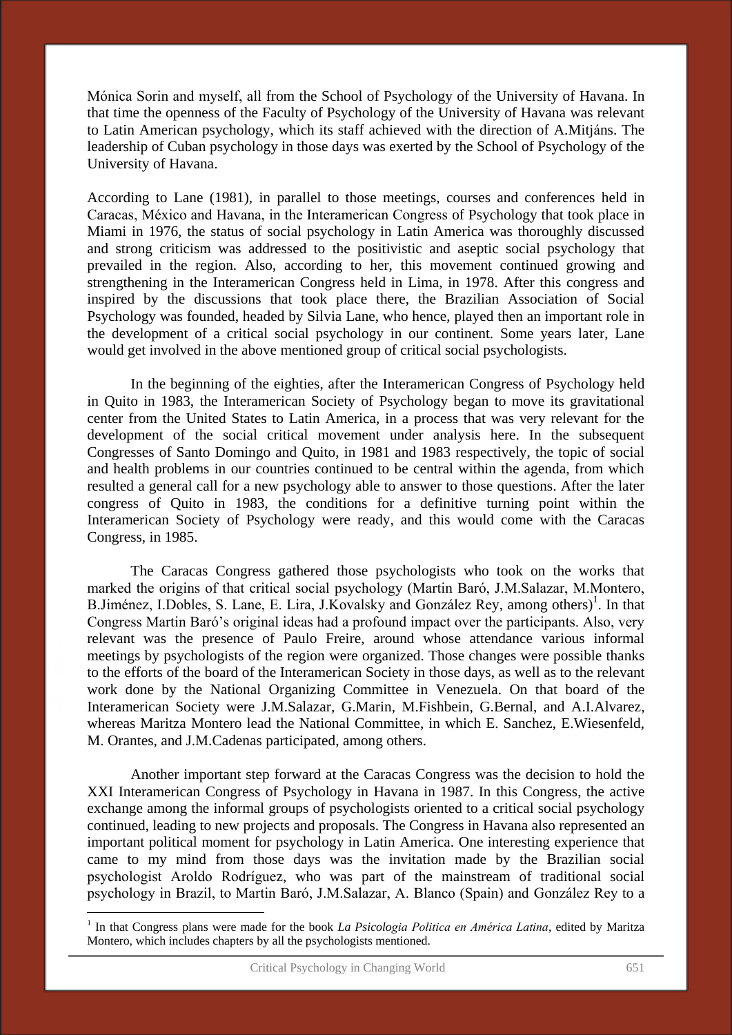Mónica Sorin and myself, all from the School of Psychology of the University of Havana. In that time the openness of the Faculty of Psychology of the University of Havana was relevant to Latin American psychology, which its staff achieved with the direction of A.Mitjáns. The leadership of Cuban psychology in those days was exerted by the School of Psychology of the University of Havana.

According to Lane (1981), in parallel to those meetings, courses and conferences held in Caracas, México and Havana, in the Interamerican Congress of Psychology that took place in Miami in 1976, the status of social psychology in Latin America was thoroughly discussed and strong criticism was addressed to the positivistic and aseptic social psychology that prevailed in the region. Also, according to her, this movement continued growing and strengthening in the Interamerican Congress held in Lima, in 1978. After this congress and inspired by the discussions that took place there, the Brazilian Association of Social Psychology was founded, headed by Silvia Lane, who hence, played then an important role in the development of a critical social psychology in our continent. Some years later, Lane would get involved in the above mentioned group of critical social psychologists.

In the beginning of the eighties, after the Interamerican Congress of Psychology held in Quito in 1983, the Interamerican Society of Psychology began to move its gravitational center from the United States to Latin America, in a process that was very relevant for the development of the social critical movement under analysis here. In the subsequent Congresses of Santo Domingo and Quito, in 1981 and 1983 respectively, the topic of social and health problems in our countries continued to be central within the agenda, from which resulted a general call for a new psychology able to answer to those questions. After the later congress of Quito in 1983, the conditions for a definitive turning point within the Interamerican Society of Psychology were ready, and this would come with the Caracas Congress, in 1985.

The Caracas Congress gathered those psychologists who took on the works that marked the origins of that critical social psychology (Martin Baró, J.M.Salazar, M.Montero, B.Jiménez, I.Dobles, S. Lane, E. Lira, J.Kovalsky and González Rey, among others)[1]. In that Congress Martin Baró's original ideas had a profound impact over the participants. Also, very relevant was the presence of Paulo Freire, around whose attendance various informal meetings by psychologists of the region were organized. Those changes were possible thanks to the efforts of the board of the Interamerican Society in those days, as well as to the relevant work done by the National Organizing Committee in Venezuela. On that board of the Interamerican Society were J.M.Salazar, G.Marin, M.Fishbein, G.Bernal, and A.I.Alvarez, whereas Maritza Montero lead the National Committee, in which E. Sanchez, E.Wiesenfeld, M. Orantes, and J.M.Cadenas participated, among others.

Another important step forward at the Caracas Congress was the decision to hold the XXI Interamerican Congress of Psychology in Havana in 1987. In this Congress, the active exchange among the informal groups of psychologists oriented to a critical social psychology continued, leading to new projects and proposals. The Congress in Havana also represented an important political moment for psychology in Latin America. One interesting experience that came to my mind from those days was the invitation made by the Brazilian social psychologist Aroldo Rodríguez, who was part of the mainstream of traditional social psychology in Brazil, to Martin Baró, J.M.Salazar, A. Blanco (Spain) and González Rey to a

[1] In that Congress plans were made for the book *La Psicologia Politica en América Latina*, edited by Maritza Montero, which includes chapters by all the psychologists mentioned.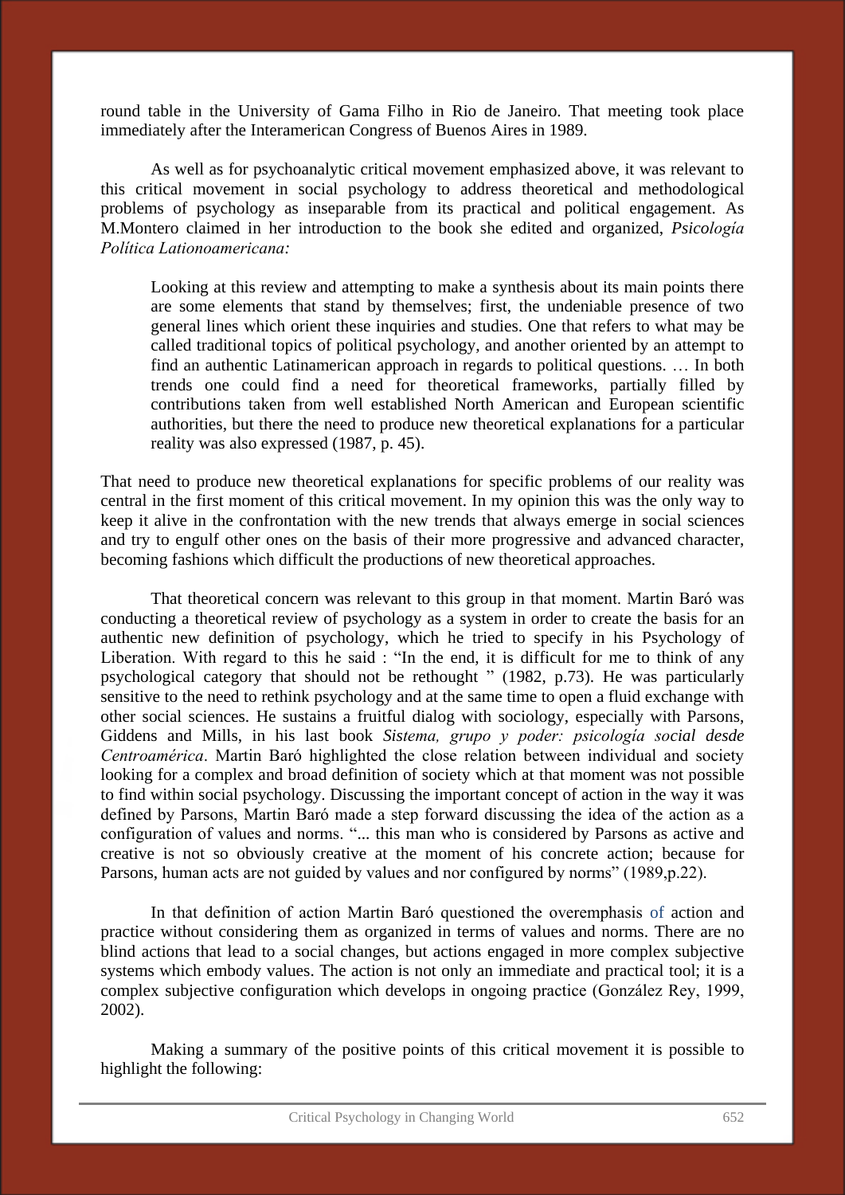round table in the University of Gama Filho in Rio de Janeiro. That meeting took place immediately after the Interamerican Congress of Buenos Aires in 1989.

As well as for psychoanalytic critical movement emphasized above, it was relevant to this critical movement in social psychology to address theoretical and methodological problems of psychology as inseparable from its practical and political engagement. As M.Montero claimed in her introduction to the book she edited and organized, *Psicología Política Lationoamericana:*

> Looking at this review and attempting to make a synthesis about its main points there are some elements that stand by themselves; first, the undeniable presence of two general lines which orient these inquiries and studies. One that refers to what may be called traditional topics of political psychology, and another oriented by an attempt to find an authentic Latinamerican approach in regards to political questions. … In both trends one could find a need for theoretical frameworks, partially filled by contributions taken from well established North American and European scientific authorities, but there the need to produce new theoretical explanations for a particular reality was also expressed (1987, p. 45).

That need to produce new theoretical explanations for specific problems of our reality was central in the first moment of this critical movement. In my opinion this was the only way to keep it alive in the confrontation with the new trends that always emerge in social sciences and try to engulf other ones on the basis of their more progressive and advanced character, becoming fashions which difficult the productions of new theoretical approaches.

That theoretical concern was relevant to this group in that moment. Martin Baró was conducting a theoretical review of psychology as a system in order to create the basis for an authentic new definition of psychology, which he tried to specify in his Psychology of Liberation. With regard to this he said : "In the end, it is difficult for me to think of any psychological category that should not be rethought " (1982, p.73). He was particularly sensitive to the need to rethink psychology and at the same time to open a fluid exchange with other social sciences. He sustains a fruitful dialog with sociology, especially with Parsons, Giddens and Mills, in his last book *Sistema, grupo y poder: psicología social desde Centroamérica*. Martin Baró highlighted the close relation between individual and society looking for a complex and broad definition of society which at that moment was not possible to find within social psychology. Discussing the important concept of action in the way it was defined by Parsons, Martin Baró made a step forward discussing the idea of the action as a configuration of values and norms. "... this man who is considered by Parsons as active and creative is not so obviously creative at the moment of his concrete action; because for Parsons, human acts are not guided by values and nor configured by norms" (1989,p.22).

In that definition of action Martin Baró questioned the overemphasis of action and practice without considering them as organized in terms of values and norms. There are no blind actions that lead to a social changes, but actions engaged in more complex subjective systems which embody values. The action is not only an immediate and practical tool; it is a complex subjective configuration which develops in ongoing practice (González Rey, 1999, 2002).

Making a summary of the positive points of this critical movement it is possible to highlight the following: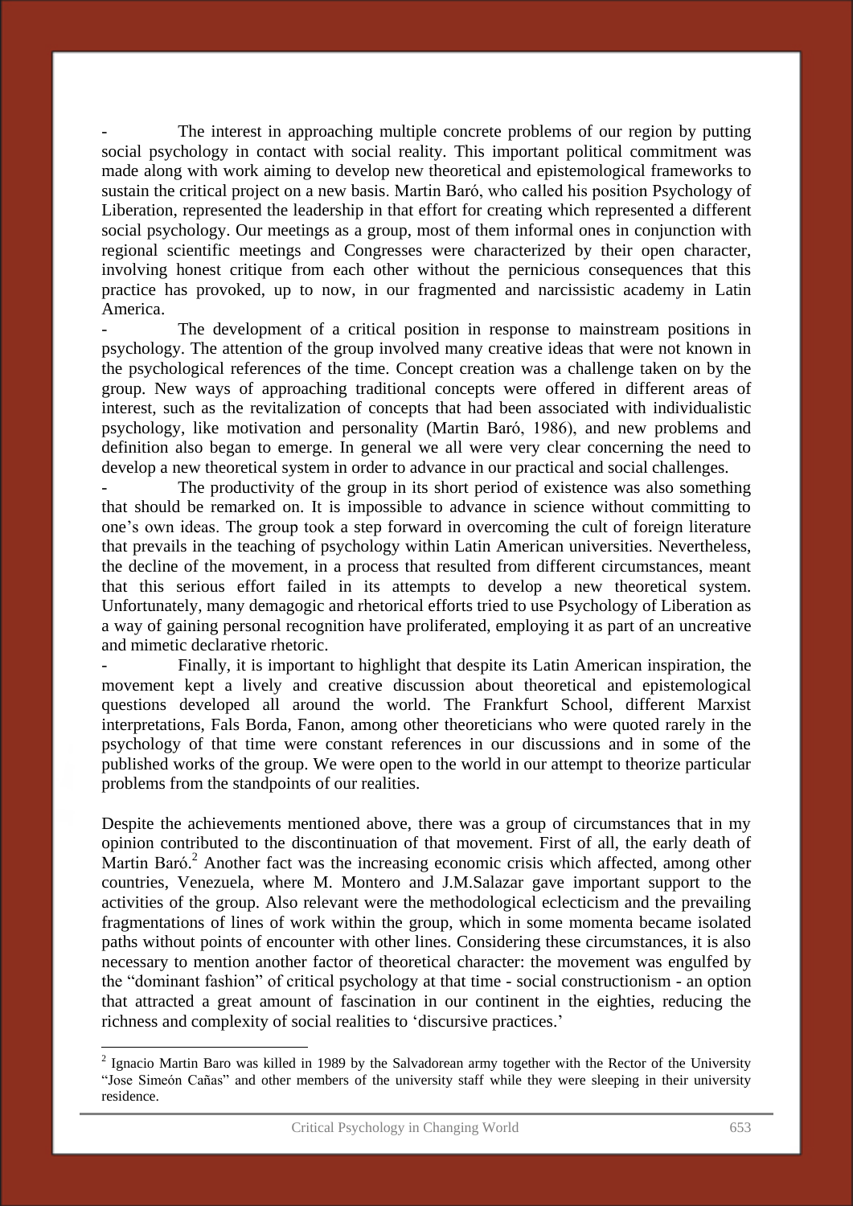- The interest in approaching multiple concrete problems of our region by putting social psychology in contact with social reality. This important political commitment was made along with work aiming to develop new theoretical and epistemological frameworks to sustain the critical project on a new basis. Martin Baró, who called his position Psychology of Liberation, represented the leadership in that effort for creating which represented a different social psychology. Our meetings as a group, most of them informal ones in conjunction with regional scientific meetings and Congresses were characterized by their open character, involving honest critique from each other without the pernicious consequences that this practice has provoked, up to now, in our fragmented and narcissistic academy in Latin America.
- The development of a critical position in response to mainstream positions in psychology. The attention of the group involved many creative ideas that were not known in the psychological references of the time. Concept creation was a challenge taken on by the group. New ways of approaching traditional concepts were offered in different areas of interest, such as the revitalization of concepts that had been associated with individualistic psychology, like motivation and personality (Martin Baró, 1986), and new problems and definition also began to emerge. In general we all were very clear concerning the need to develop a new theoretical system in order to advance in our practical and social challenges.
- The productivity of the group in its short period of existence was also something that should be remarked on. It is impossible to advance in science without committing to one's own ideas. The group took a step forward in overcoming the cult of foreign literature that prevails in the teaching of psychology within Latin American universities. Nevertheless, the decline of the movement, in a process that resulted from different circumstances, meant that this serious effort failed in its attempts to develop a new theoretical system. Unfortunately, many demagogic and rhetorical efforts tried to use Psychology of Liberation as a way of gaining personal recognition have proliferated, employing it as part of an uncreative and mimetic declarative rhetoric.
- Finally, it is important to highlight that despite its Latin American inspiration, the movement kept a lively and creative discussion about theoretical and epistemological questions developed all around the world. The Frankfurt School, different Marxist interpretations, Fals Borda, Fanon, among other theoreticians who were quoted rarely in the psychology of that time were constant references in our discussions and in some of the published works of the group. We were open to the world in our attempt to theorize particular problems from the standpoints of our realities.

Despite the achievements mentioned above, there was a group of circumstances that in my opinion contributed to the discontinuation of that movement. First of all, the early death of Martin Baró.[2] Another fact was the increasing economic crisis which affected, among other countries, Venezuela, where M. Montero and J.M.Salazar gave important support to the activities of the group. Also relevant were the methodological eclecticism and the prevailing fragmentations of lines of work within the group, which in some momenta became isolated paths without points of encounter with other lines. Considering these circumstances, it is also necessary to mention another factor of theoretical character: the movement was engulfed by the "dominant fashion" of critical psychology at that time - social constructionism - an option that attracted a great amount of fascination in our continent in the eighties, reducing the richness and complexity of social realities to 'discursive practices.'

[2] Ignacio Martin Baro was killed in 1989 by the Salvadorean army together with the Rector of the University "Jose Simeón Cañas" and other members of the university staff while they were sleeping in their university residence.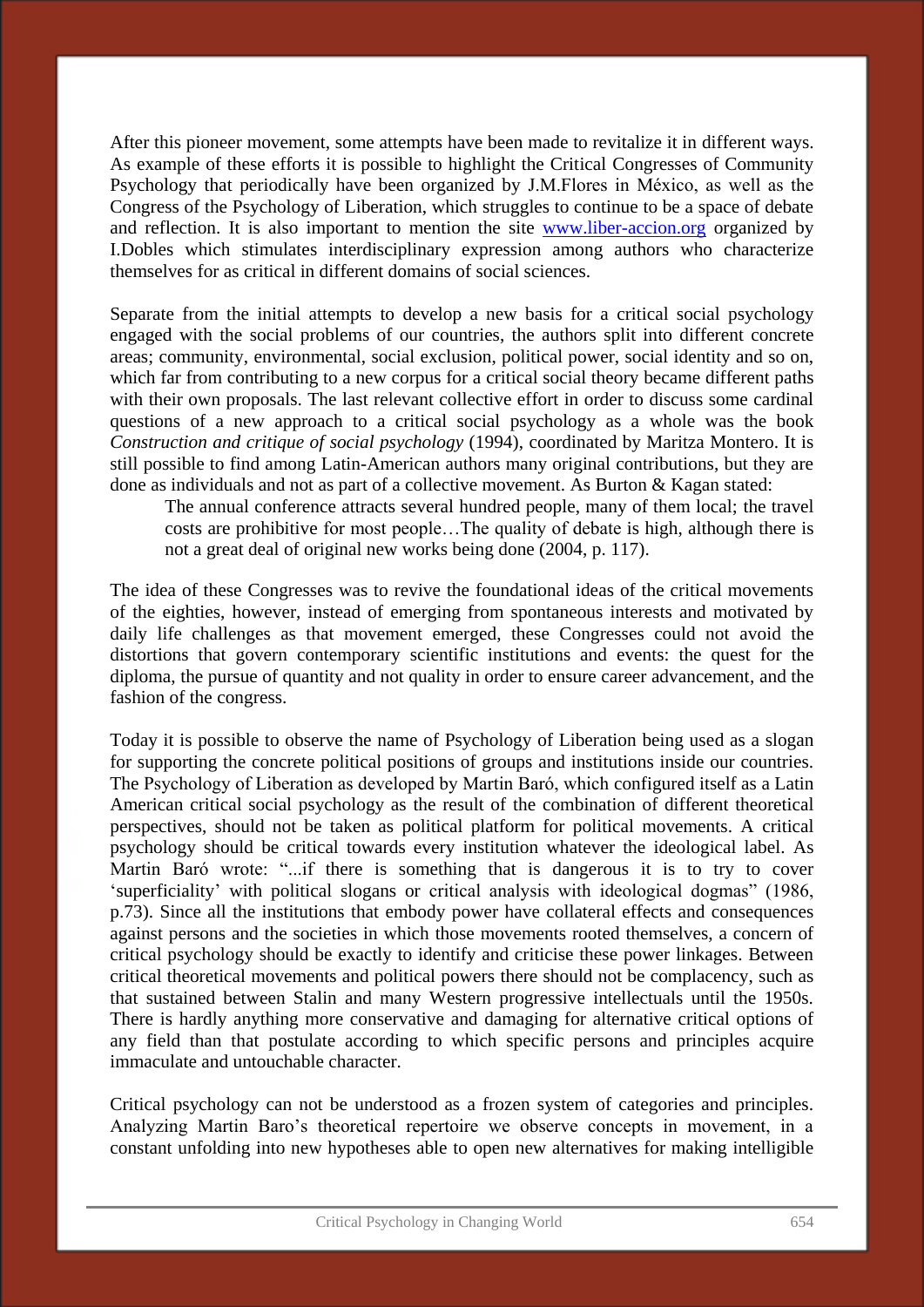After this pioneer movement, some attempts have been made to revitalize it in different ways. As example of these efforts it is possible to highlight the Critical Congresses of Community Psychology that periodically have been organized by J.M.Flores in México, as well as the Congress of the Psychology of Liberation, which struggles to continue to be a space of debate and reflection. It is also important to mention the site [www.liber-accion.org](http://www.liber-accion.org) organized by I.Dobles which stimulates interdisciplinary expression among authors who characterize themselves for as critical in different domains of social sciences.

Separate from the initial attempts to develop a new basis for a critical social psychology engaged with the social problems of our countries, the authors split into different concrete areas; community, environmental, social exclusion, political power, social identity and so on, which far from contributing to a new corpus for a critical social theory became different paths with their own proposals. The last relevant collective effort in order to discuss some cardinal questions of a new approach to a critical social psychology as a whole was the book *Construction and critique of social psychology* (1994), coordinated by Maritza Montero. It is still possible to find among Latin-American authors many original contributions, but they are done as individuals and not as part of a collective movement. As Burton & Kagan stated:

> The annual conference attracts several hundred people, many of them local; the travel costs are prohibitive for most people…The quality of debate is high, although there is not a great deal of original new works being done (2004, p. 117).

The idea of these Congresses was to revive the foundational ideas of the critical movements of the eighties, however, instead of emerging from spontaneous interests and motivated by daily life challenges as that movement emerged, these Congresses could not avoid the distortions that govern contemporary scientific institutions and events: the quest for the diploma, the pursue of quantity and not quality in order to ensure career advancement, and the fashion of the congress.

Today it is possible to observe the name of Psychology of Liberation being used as a slogan for supporting the concrete political positions of groups and institutions inside our countries. The Psychology of Liberation as developed by Martin Baró, which configured itself as a Latin American critical social psychology as the result of the combination of different theoretical perspectives, should not be taken as political platform for political movements. A critical psychology should be critical towards every institution whatever the ideological label. As Martin Baró wrote: "...if there is something that is dangerous it is to try to cover 'superficiality' with political slogans or critical analysis with ideological dogmas" (1986, p.73). Since all the institutions that embody power have collateral effects and consequences against persons and the societies in which those movements rooted themselves, a concern of critical psychology should be exactly to identify and criticise these power linkages. Between critical theoretical movements and political powers there should not be complacency, such as that sustained between Stalin and many Western progressive intellectuals until the 1950s. There is hardly anything more conservative and damaging for alternative critical options of any field than that postulate according to which specific persons and principles acquire immaculate and untouchable character.

Critical psychology can not be understood as a frozen system of categories and principles. Analyzing Martin Baro's theoretical repertoire we observe concepts in movement, in a constant unfolding into new hypotheses able to open new alternatives for making intelligible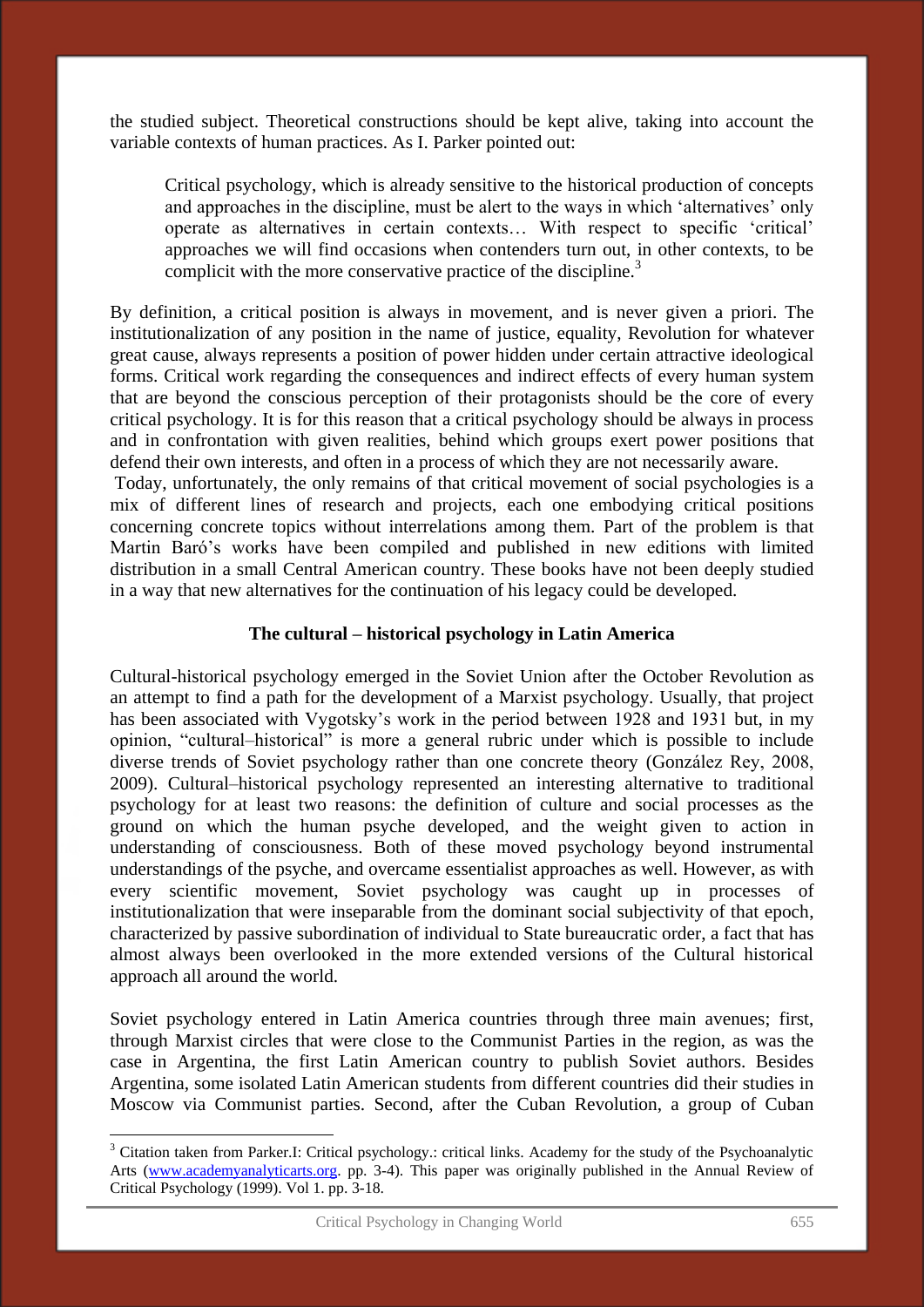the studied subject. Theoretical constructions should be kept alive, taking into account the variable contexts of human practices. As I. Parker pointed out:

> Critical psychology, which is already sensitive to the historical production of concepts and approaches in the discipline, must be alert to the ways in which 'alternatives' only operate as alternatives in certain contexts… With respect to specific 'critical' approaches we will find occasions when contenders turn out, in other contexts, to be complicit with the more conservative practice of the discipline.[3]

By definition, a critical position is always in movement, and is never given a priori. The institutionalization of any position in the name of justice, equality, Revolution for whatever great cause, always represents a position of power hidden under certain attractive ideological forms. Critical work regarding the consequences and indirect effects of every human system that are beyond the conscious perception of their protagonists should be the core of every critical psychology. It is for this reason that a critical psychology should be always in process and in confrontation with given realities, behind which groups exert power positions that defend their own interests, and often in a process of which they are not necessarily aware.

Today, unfortunately, the only remains of that critical movement of social psychologies is a mix of different lines of research and projects, each one embodying critical positions concerning concrete topics without interrelations among them. Part of the problem is that Martin Baró's works have been compiled and published in new editions with limited distribution in a small Central American country. These books have not been deeply studied in a way that new alternatives for the continuation of his legacy could be developed.

### The cultural – historical psychology in Latin America

Cultural-historical psychology emerged in the Soviet Union after the October Revolution as an attempt to find a path for the development of a Marxist psychology. Usually, that project has been associated with Vygotsky's work in the period between 1928 and 1931 but, in my opinion, "cultural–historical" is more a general rubric under which is possible to include diverse trends of Soviet psychology rather than one concrete theory (González Rey, 2008, 2009). Cultural–historical psychology represented an interesting alternative to traditional psychology for at least two reasons: the definition of culture and social processes as the ground on which the human psyche developed, and the weight given to action in understanding of consciousness. Both of these moved psychology beyond instrumental understandings of the psyche, and overcame essentialist approaches as well. However, as with every scientific movement, Soviet psychology was caught up in processes of institutionalization that were inseparable from the dominant social subjectivity of that epoch, characterized by passive subordination of individual to State bureaucratic order, a fact that has almost always been overlooked in the more extended versions of the Cultural historical approach all around the world.

Soviet psychology entered in Latin America countries through three main avenues; first, through Marxist circles that were close to the Communist Parties in the region, as was the case in Argentina, the first Latin American country to publish Soviet authors. Besides Argentina, some isolated Latin American students from different countries did their studies in Moscow via Communist parties. Second, after the Cuban Revolution, a group of Cuban

---

[3] Citation taken from Parker.I: Critical psychology.: critical links. Academy for the study of the Psychoanalytic Arts (www.academyanalyticarts.org. pp. 3-4). This paper was originally published in the Annual Review of Critical Psychology (1999). Vol 1. pp. 3-18.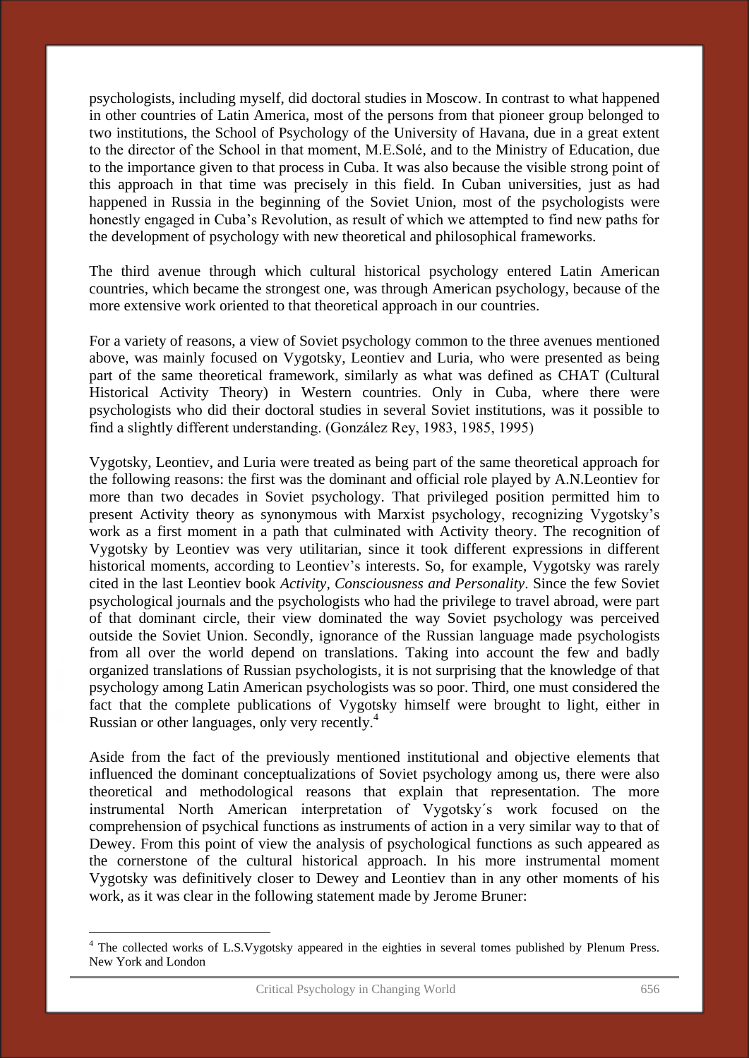psychologists, including myself, did doctoral studies in Moscow. In contrast to what happened in other countries of Latin America, most of the persons from that pioneer group belonged to two institutions, the School of Psychology of the University of Havana, due in a great extent to the director of the School in that moment, M.E.Solé, and to the Ministry of Education, due to the importance given to that process in Cuba. It was also because the visible strong point of this approach in that time was precisely in this field. In Cuban universities, just as had happened in Russia in the beginning of the Soviet Union, most of the psychologists were honestly engaged in Cuba's Revolution, as result of which we attempted to find new paths for the development of psychology with new theoretical and philosophical frameworks.

The third avenue through which cultural historical psychology entered Latin American countries, which became the strongest one, was through American psychology, because of the more extensive work oriented to that theoretical approach in our countries.

For a variety of reasons, a view of Soviet psychology common to the three avenues mentioned above, was mainly focused on Vygotsky, Leontiev and Luria, who were presented as being part of the same theoretical framework, similarly as what was defined as CHAT (Cultural Historical Activity Theory) in Western countries. Only in Cuba, where there were psychologists who did their doctoral studies in several Soviet institutions, was it possible to find a slightly different understanding. (González Rey, 1983, 1985, 1995)

Vygotsky, Leontiev, and Luria were treated as being part of the same theoretical approach for the following reasons: the first was the dominant and official role played by A.N.Leontiev for more than two decades in Soviet psychology. That privileged position permitted him to present Activity theory as synonymous with Marxist psychology, recognizing Vygotsky's work as a first moment in a path that culminated with Activity theory. The recognition of Vygotsky by Leontiev was very utilitarian, since it took different expressions in different historical moments, according to Leontiev's interests. So, for example, Vygotsky was rarely cited in the last Leontiev book *Activity, Consciousness and Personality*. Since the few Soviet psychological journals and the psychologists who had the privilege to travel abroad, were part of that dominant circle, their view dominated the way Soviet psychology was perceived outside the Soviet Union. Secondly, ignorance of the Russian language made psychologists from all over the world depend on translations. Taking into account the few and badly organized translations of Russian psychologists, it is not surprising that the knowledge of that psychology among Latin American psychologists was so poor. Third, one must considered the fact that the complete publications of Vygotsky himself were brought to light, either in Russian or other languages, only very recently.[4]

Aside from the fact of the previously mentioned institutional and objective elements that influenced the dominant conceptualizations of Soviet psychology among us, there were also theoretical and methodological reasons that explain that representation. The more instrumental North American interpretation of Vygotsky´s work focused on the comprehension of psychical functions as instruments of action in a very similar way to that of Dewey. From this point of view the analysis of psychological functions as such appeared as the cornerstone of the cultural historical approach. In his more instrumental moment Vygotsky was definitively closer to Dewey and Leontiev than in any other moments of his work, as it was clear in the following statement made by Jerome Bruner:

[4] The collected works of L.S.Vygotsky appeared in the eighties in several tomes published by Plenum Press. New York and London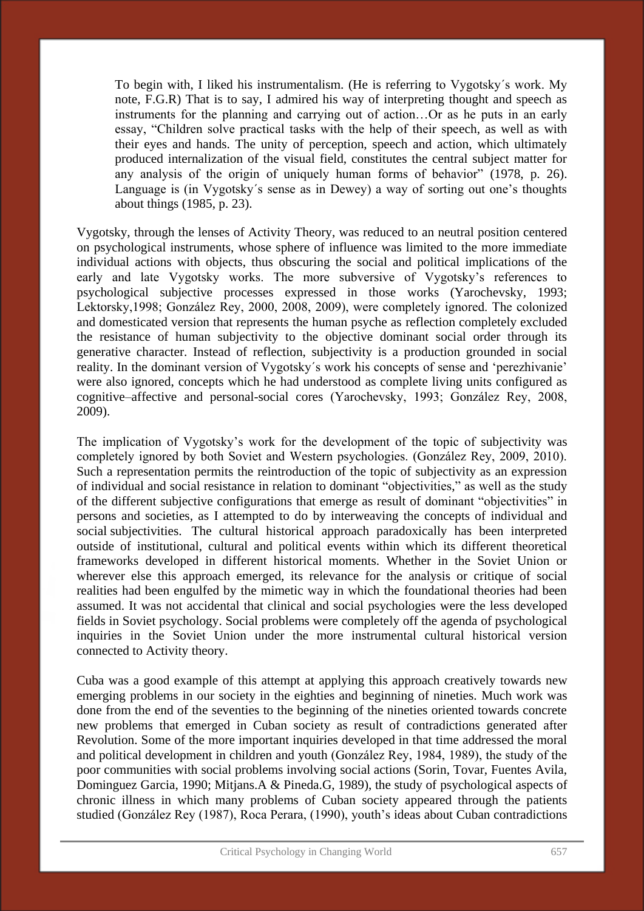> To begin with, I liked his instrumentalism. (He is referring to Vygotsky´s work. My note, F.G.R) That is to say, I admired his way of interpreting thought and speech as instruments for the planning and carrying out of action…Or as he puts in an early essay, "Children solve practical tasks with the help of their speech, as well as with their eyes and hands. The unity of perception, speech and action, which ultimately produced internalization of the visual field, constitutes the central subject matter for any analysis of the origin of uniquely human forms of behavior" (1978, p. 26). Language is (in Vygotsky´s sense as in Dewey) a way of sorting out one's thoughts about things (1985, p. 23).

Vygotsky, through the lenses of Activity Theory, was reduced to an neutral position centered on psychological instruments, whose sphere of influence was limited to the more immediate individual actions with objects, thus obscuring the social and political implications of the early and late Vygotsky works. The more subversive of Vygotsky's references to psychological subjective processes expressed in those works (Yarochevsky, 1993; Lektorsky,1998; González Rey, 2000, 2008, 2009), were completely ignored. The colonized and domesticated version that represents the human psyche as reflection completely excluded the resistance of human subjectivity to the objective dominant social order through its generative character. Instead of reflection, subjectivity is a production grounded in social reality. In the dominant version of Vygotsky´s work his concepts of sense and 'perezhivanie' were also ignored, concepts which he had understood as complete living units configured as cognitive–affective and personal-social cores (Yarochevsky, 1993; González Rey, 2008, 2009).

The implication of Vygotsky's work for the development of the topic of subjectivity was completely ignored by both Soviet and Western psychologies. (González Rey, 2009, 2010). Such a representation permits the reintroduction of the topic of subjectivity as an expression of individual and social resistance in relation to dominant "objectivities," as well as the study of the different subjective configurations that emerge as result of dominant "objectivities" in persons and societies, as I attempted to do by interweaving the concepts of individual and social subjectivities. The cultural historical approach paradoxically has been interpreted outside of institutional, cultural and political events within which its different theoretical frameworks developed in different historical moments. Whether in the Soviet Union or wherever else this approach emerged, its relevance for the analysis or critique of social realities had been engulfed by the mimetic way in which the foundational theories had been assumed. It was not accidental that clinical and social psychologies were the less developed fields in Soviet psychology. Social problems were completely off the agenda of psychological inquiries in the Soviet Union under the more instrumental cultural historical version connected to Activity theory.

Cuba was a good example of this attempt at applying this approach creatively towards new emerging problems in our society in the eighties and beginning of nineties. Much work was done from the end of the seventies to the beginning of the nineties oriented towards concrete new problems that emerged in Cuban society as result of contradictions generated after Revolution. Some of the more important inquiries developed in that time addressed the moral and political development in children and youth (González Rey, 1984, 1989), the study of the poor communities with social problems involving social actions (Sorin, Tovar, Fuentes Avila, Dominguez Garcia, 1990; Mitjans.A & Pineda.G, 1989), the study of psychological aspects of chronic illness in which many problems of Cuban society appeared through the patients studied (González Rey (1987), Roca Perara, (1990), youth's ideas about Cuban contradictions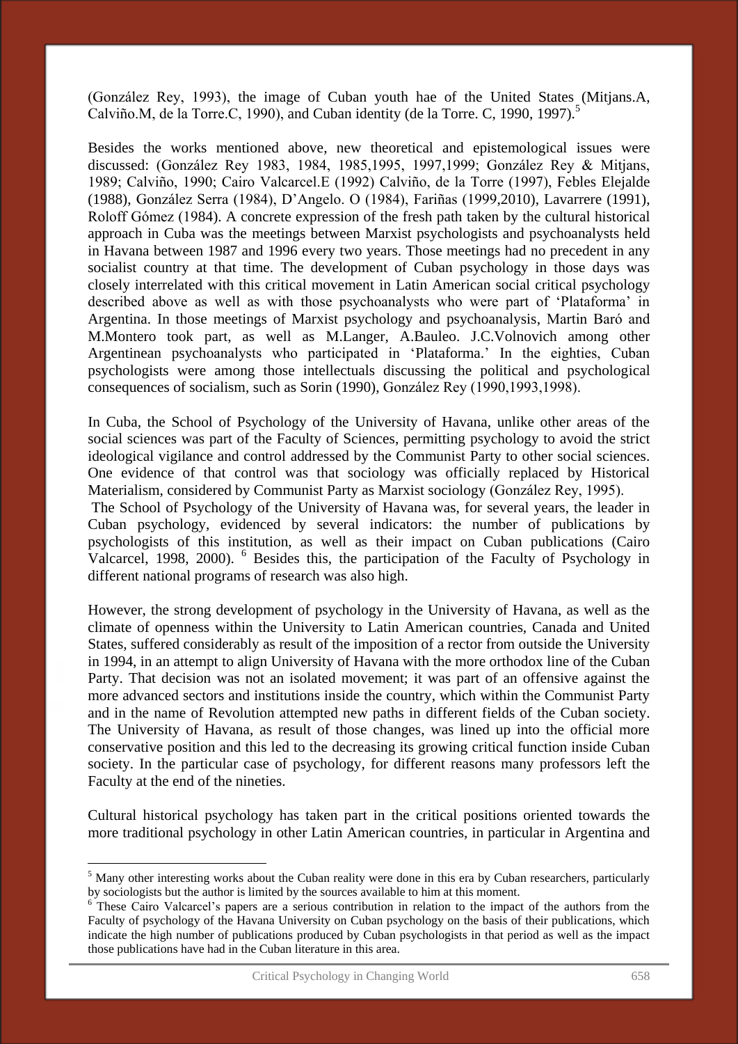(González Rey, 1993), the image of Cuban youth hae of the United States (Mitjans.A, Calviño.M, de la Torre.C, 1990), and Cuban identity (de la Torre. C, 1990, 1997).[5]

Besides the works mentioned above, new theoretical and epistemological issues were discussed: (González Rey 1983, 1984, 1985,1995, 1997,1999; González Rey & Mitjans, 1989; Calviño, 1990; Cairo Valcarcel.E (1992) Calviño, de la Torre (1997), Febles Elejalde (1988), González Serra (1984), D'Angelo. O (1984), Fariñas (1999,2010), Lavarrere (1991), Roloff Gómez (1984). A concrete expression of the fresh path taken by the cultural historical approach in Cuba was the meetings between Marxist psychologists and psychoanalysts held in Havana between 1987 and 1996 every two years. Those meetings had no precedent in any socialist country at that time. The development of Cuban psychology in those days was closely interrelated with this critical movement in Latin American social critical psychology described above as well as with those psychoanalysts who were part of 'Plataforma' in Argentina. In those meetings of Marxist psychology and psychoanalysis, Martin Baró and M.Montero took part, as well as M.Langer, A.Bauleo. J.C.Volnovich among other Argentinean psychoanalysts who participated in 'Plataforma.' In the eighties, Cuban psychologists were among those intellectuals discussing the political and psychological consequences of socialism, such as Sorin (1990), González Rey (1990,1993,1998).

In Cuba, the School of Psychology of the University of Havana, unlike other areas of the social sciences was part of the Faculty of Sciences, permitting psychology to avoid the strict ideological vigilance and control addressed by the Communist Party to other social sciences. One evidence of that control was that sociology was officially replaced by Historical Materialism, considered by Communist Party as Marxist sociology (González Rey, 1995).
The School of Psychology of the University of Havana was, for several years, the leader in Cuban psychology, evidenced by several indicators: the number of publications by psychologists of this institution, as well as their impact on Cuban publications (Cairo Valcarcel, 1998, 2000).[6] Besides this, the participation of the Faculty of Psychology in different national programs of research was also high.

However, the strong development of psychology in the University of Havana, as well as the climate of openness within the University to Latin American countries, Canada and United States, suffered considerably as result of the imposition of a rector from outside the University in 1994, in an attempt to align University of Havana with the more orthodox line of the Cuban Party. That decision was not an isolated movement; it was part of an offensive against the more advanced sectors and institutions inside the country, which within the Communist Party and in the name of Revolution attempted new paths in different fields of the Cuban society. The University of Havana, as result of those changes, was lined up into the official more conservative position and this led to the decreasing its growing critical function inside Cuban society. In the particular case of psychology, for different reasons many professors left the Faculty at the end of the nineties.

Cultural historical psychology has taken part in the critical positions oriented towards the more traditional psychology in other Latin American countries, in particular in Argentina and

---

[5] Many other interesting works about the Cuban reality were done in this era by Cuban researchers, particularly by sociologists but the author is limited by the sources available to him at this moment.

[6] These Cairo Valcarcel's papers are a serious contribution in relation to the impact of the authors from the Faculty of psychology of the Havana University on Cuban psychology on the basis of their publications, which indicate the high number of publications produced by Cuban psychologists in that period as well as the impact those publications have had in the Cuban literature in this area.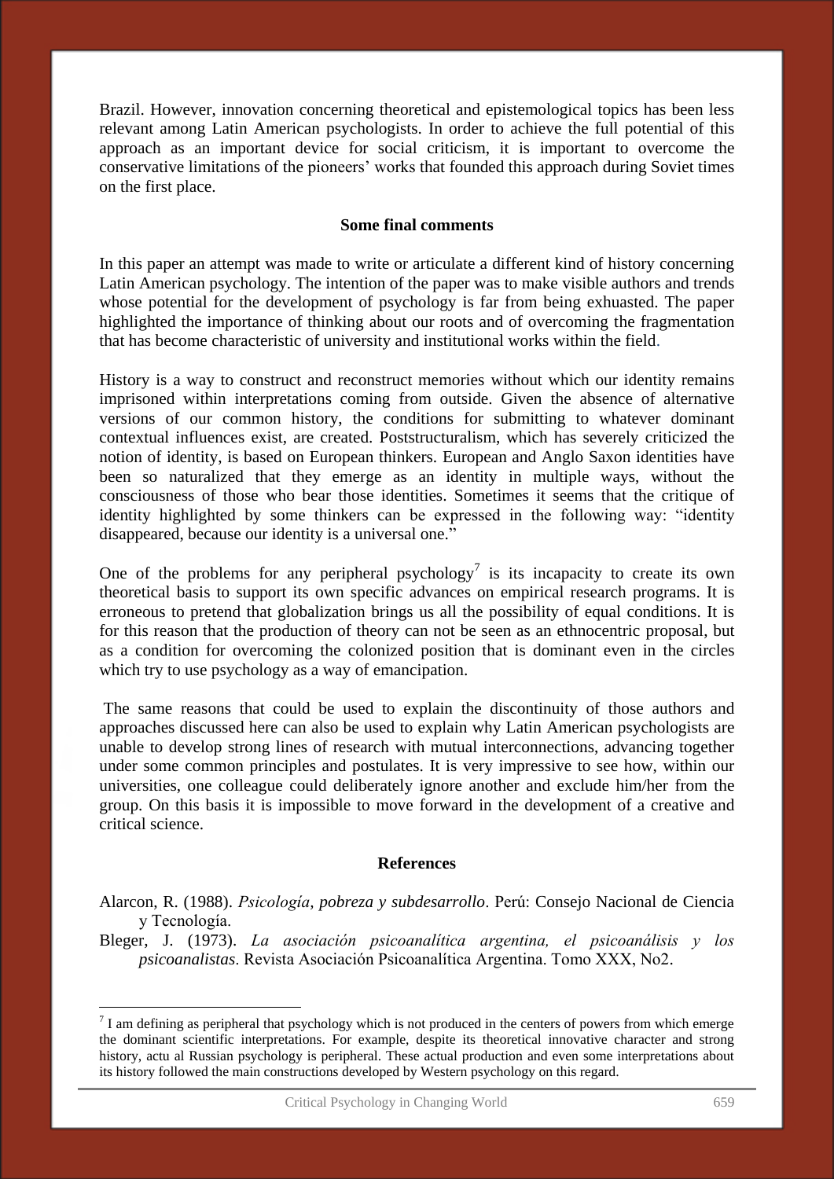Brazil. However, innovation concerning theoretical and epistemological topics has been less relevant among Latin American psychologists. In order to achieve the full potential of this approach as an important device for social criticism, it is important to overcome the conservative limitations of the pioneers' works that founded this approach during Soviet times on the first place.

### Some final comments

In this paper an attempt was made to write or articulate a different kind of history concerning Latin American psychology. The intention of the paper was to make visible authors and trends whose potential for the development of psychology is far from being exhausted. The paper highlighted the importance of thinking about our roots and of overcoming the fragmentation that has become characteristic of university and institutional works within the field.

History is a way to construct and reconstruct memories without which our identity remains imprisoned within interpretations coming from outside. Given the absence of alternative versions of our common history, the conditions for submitting to whatever dominant contextual influences exist, are created. Poststructuralism, which has severely criticized the notion of identity, is based on European thinkers. European and Anglo Saxon identities have been so naturalized that they emerge as an identity in multiple ways, without the consciousness of those who bear those identities. Sometimes it seems that the critique of identity highlighted by some thinkers can be expressed in the following way: "identity disappeared, because our identity is a universal one."

One of the problems for any peripheral psychology[7] is its incapacity to create its own theoretical basis to support its own specific advances on empirical research programs. It is erroneous to pretend that globalization brings us all the possibility of equal conditions. It is for this reason that the production of theory can not be seen as an ethnocentric proposal, but as a condition for overcoming the colonized position that is dominant even in the circles which try to use psychology as a way of emancipation.

The same reasons that could be used to explain the discontinuity of those authors and approaches discussed here can also be used to explain why Latin American psychologists are unable to develop strong lines of research with mutual interconnections, advancing together under some common principles and postulates. It is very impressive to see how, within our universities, one colleague could deliberately ignore another and exclude him/her from the group. On this basis it is impossible to move forward in the development of a creative and critical science.

### References

Alarcon, R. (1988). *Psicología, pobreza y subdesarrollo*. Perú: Consejo Nacional de Ciencia y Tecnología.

Bleger, J. (1973). *La asociación psicoanalítica argentina, el psicoanálisis y los psicoanalistas*. Revista Asociación Psicoanalítica Argentina. Tomo XXX, No2.

---

[7] I am defining as peripheral that psychology which is not produced in the centers of powers from which emerge the dominant scientific interpretations. For example, despite its theoretical innovative character and strong history, actu al Russian psychology is peripheral. These actual production and even some interpretations about its history followed the main constructions developed by Western psychology on this regard.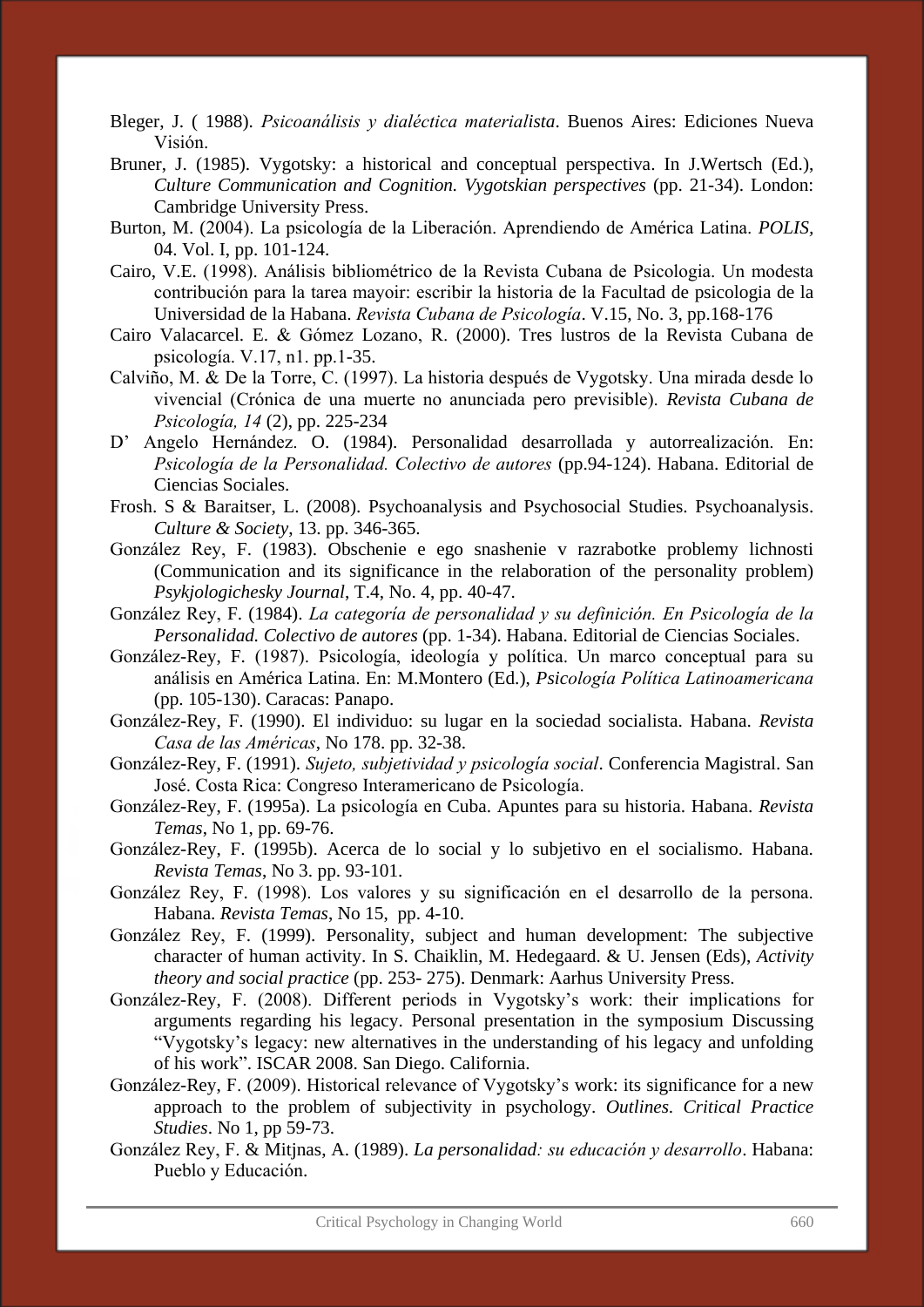Bleger, J. ( 1988). *Psicoanálisis y dialéctica materialista*. Buenos Aires: Ediciones Nueva Visión.

Bruner, J. (1985). Vygotsky: a historical and conceptual perspectiva. In J.Wertsch (Ed.), *Culture Communication and Cognition. Vygotskian perspectives* (pp. 21-34). London: Cambridge University Press.

Burton, M. (2004). La psicología de la Liberación. Aprendiendo de América Latina. *POLIS,* 04. Vol. I, pp. 101-124.

Cairo, V.E. (1998). Análisis bibliométrico de la Revista Cubana de Psicologia. Un modesta contribución para la tarea mayoir: escribir la historia de la Facultad de psicologia de la Universidad de la Habana. *Revista Cubana de Psicología*. V.15, No. 3, pp.168-176

Cairo Valacarcel. E. & Gómez Lozano, R. (2000). Tres lustros de la Revista Cubana de psicología. V.17, n1. pp.1-35.

Calviño, M. & De la Torre, C. (1997). La historia después de Vygotsky. Una mirada desde lo vivencial (Crónica de una muerte no anunciada pero previsible). *Revista Cubana de Psicología, 14* (2), pp. 225-234

D' Angelo Hernández. O. (1984). Personalidad desarrollada y autorrealización. En: *Psicología de la Personalidad. Colectivo de autores* (pp.94-124). Habana. Editorial de Ciencias Sociales.

Frosh. S & Baraitser, L. (2008). Psychoanalysis and Psychosocial Studies. Psychoanalysis. *Culture & Society*, 13. pp. 346-365.

González Rey, F. (1983). Obschenie e ego snashenie v razrabotke problemy lichnosti (Communication and its significance in the relaboration of the personality problem) *Psykjologichesky Journal*, T.4, No. 4, pp. 40-47.

González Rey, F. (1984). *La categoría de personalidad y su definición. En Psicología de la Personalidad. Colectivo de autores* (pp. 1-34). Habana. Editorial de Ciencias Sociales.

González-Rey, F. (1987). Psicología, ideología y política. Un marco conceptual para su análisis en América Latina. En: M.Montero (Ed.), *Psicología Política Latinoamericana* (pp. 105-130). Caracas: Panapo.

González-Rey, F. (1990). El individuo: su lugar en la sociedad socialista. Habana. *Revista Casa de las Américas*, No 178. pp. 32-38.

González-Rey, F. (1991). *Sujeto, subjetividad y psicología social*. Conferencia Magistral. San José. Costa Rica: Congreso Interamericano de Psicología.

González-Rey, F. (1995a). La psicología en Cuba. Apuntes para su historia. Habana. *Revista Temas*, No 1, pp. 69-76.

González-Rey, F. (1995b). Acerca de lo social y lo subjetivo en el socialismo. Habana. *Revista Temas*, No 3. pp. 93-101.

González Rey, F. (1998). Los valores y su significación en el desarrollo de la persona. Habana. *Revista Temas*, No 15, pp. 4-10.

González Rey, F. (1999). Personality, subject and human development: The subjective character of human activity. In S. Chaiklin, M. Hedegaard. & U. Jensen (Eds), *Activity theory and social practice* (pp. 253- 275). Denmark: Aarhus University Press.

González-Rey, F. (2008). Different periods in Vygotsky's work: their implications for arguments regarding his legacy. Personal presentation in the symposium Discussing "Vygotsky's legacy: new alternatives in the understanding of his legacy and unfolding of his work". ISCAR 2008. San Diego. California.

González-Rey, F. (2009). Historical relevance of Vygotsky's work: its significance for a new approach to the problem of subjectivity in psychology. *Outlines. Critical Practice Studies*. No 1, pp 59-73.

González Rey, F. & Mitjnas, A. (1989). *La personalidad: su educación y desarrollo*. Habana: Pueblo y Educación.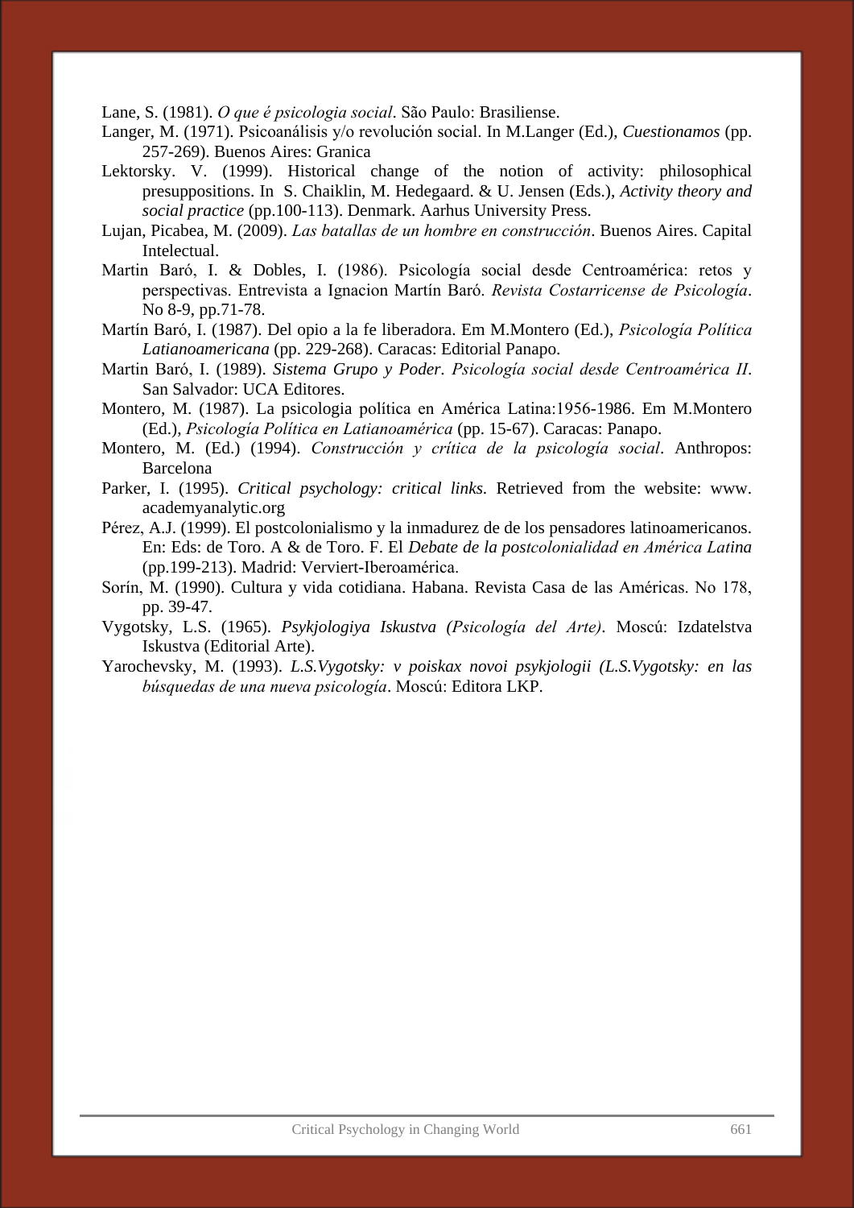Lane, S. (1981). *O que é psicologia social*. São Paulo: Brasiliense.

Langer, M. (1971). Psicoanálisis y/o revolución social. In M.Langer (Ed.), *Cuestionamos* (pp. 257-269). Buenos Aires: Granica

Lektorsky. V. (1999). Historical change of the notion of activity: philosophical presuppositions. In S. Chaiklin, M. Hedegaard. & U. Jensen (Eds.), *Activity theory and social practice* (pp.100-113). Denmark. Aarhus University Press.

Lujan, Picabea, M. (2009). *Las batallas de un hombre en construcción*. Buenos Aires. Capital Intelectual.

Martin Baró, I. & Dobles, I. (1986). Psicología social desde Centroamérica: retos y perspectivas. Entrevista a Ignacion Martín Baró. *Revista Costarricense de Psicología*. No 8-9, pp.71-78.

Martín Baró, I. (1987). Del opio a la fe liberadora. Em M.Montero (Ed.), *Psicología Política Latianoamericana* (pp. 229-268). Caracas: Editorial Panapo.

Martin Baró, I. (1989). *Sistema Grupo y Poder*. *Psicología social desde Centroamérica II*. San Salvador: UCA Editores.

Montero, M. (1987). La psicologia política en América Latina:1956-1986. Em M.Montero (Ed.), *Psicología Política en Latianoamérica* (pp. 15-67). Caracas: Panapo.

Montero, M. (Ed.) (1994). *Construcción y crítica de la psicología social*. Anthropos: Barcelona

Parker, I. (1995). *Critical psychology: critical links.* Retrieved from the website: www. academyanalytic.org

Pérez, A.J. (1999). El postcolonialismo y la inmadurez de de los pensadores latinoamericanos. En: Eds: de Toro. A & de Toro. F. El *Debate de la postcolonialidad en América Latina* (pp.199-213). Madrid: Verviert-Iberoamérica.

Sorín, M. (1990). Cultura y vida cotidiana. Habana. Revista Casa de las Américas. No 178, pp. 39-47.

Vygotsky, L.S. (1965). *Psykjologiya Iskustva (Psicología del Arte)*. Moscú: Izdatelstva Iskustva (Editorial Arte).

Yarochevsky, M. (1993). *L.S.Vygotsky: v poiskax novoi psykjologii (L.S.Vygotsky: en las búsquedas de una nueva psicología*. Moscú: Editora LKP.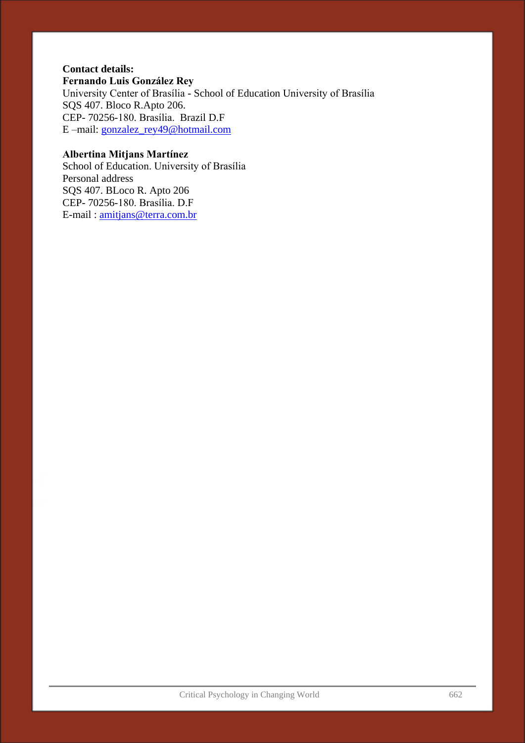**Contact details:**

**Fernando Luis González Rey**

University Center of Brasília - School of Education University of Brasília
SQS 407. Bloco R.Apto 206.
CEP- 70256-180. Brasília. Brazil D.F
E –mail: gonzalez_rey49@hotmail.com

**Albertina Mitjans Martínez**

School of Education. University of Brasília
Personal address
SQS 407. BLoco R. Apto 206
CEP- 70256-180. Brasília. D.F
E-mail : amitjans@terra.com.br